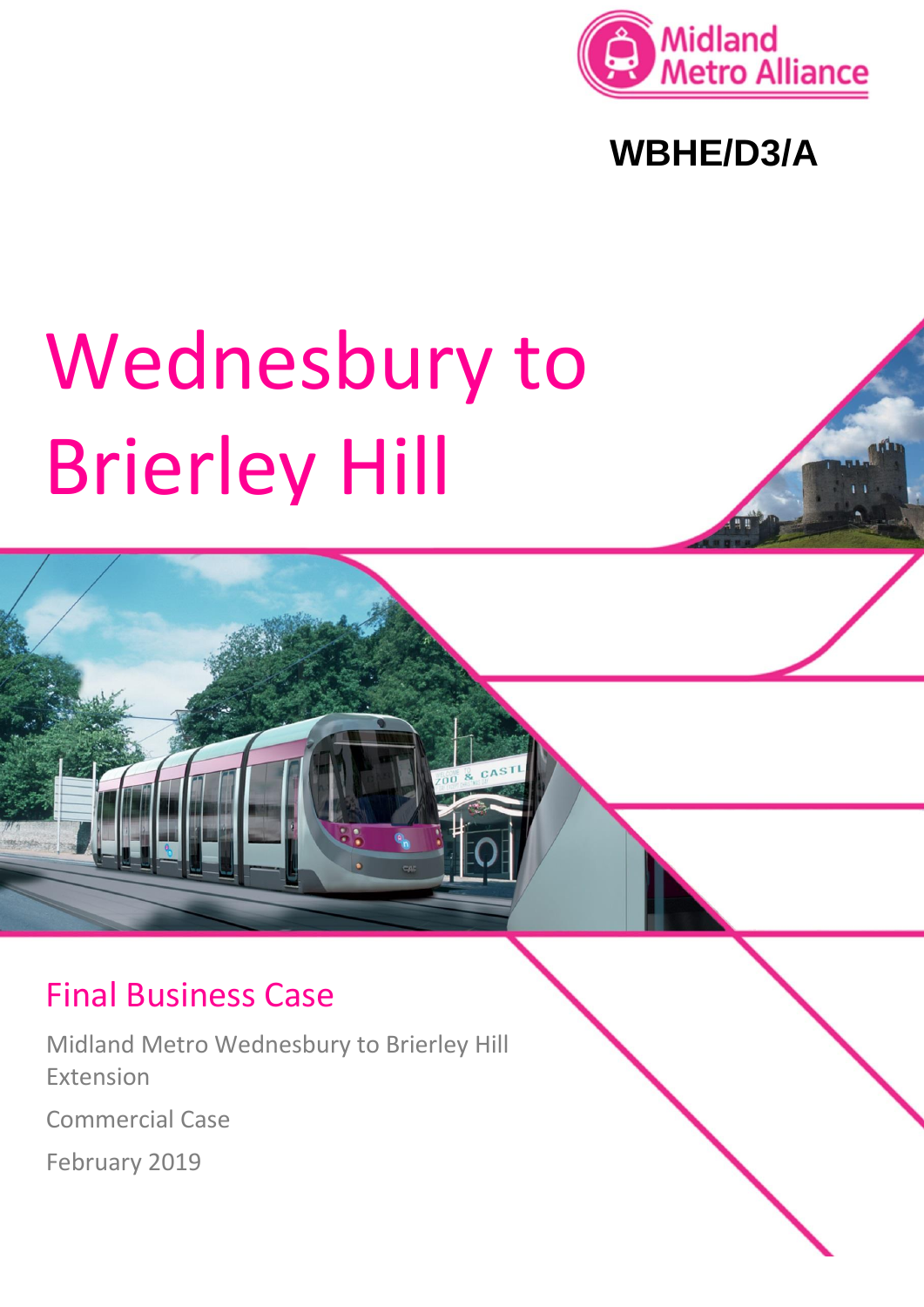Midland Metro Alliance

WBHE/D3/A

# Wednesbury to Brierley Hill

## Final Business Case

Midland Metro Wednesbury to Brierley Hill Extension

Commercial Case

February 2019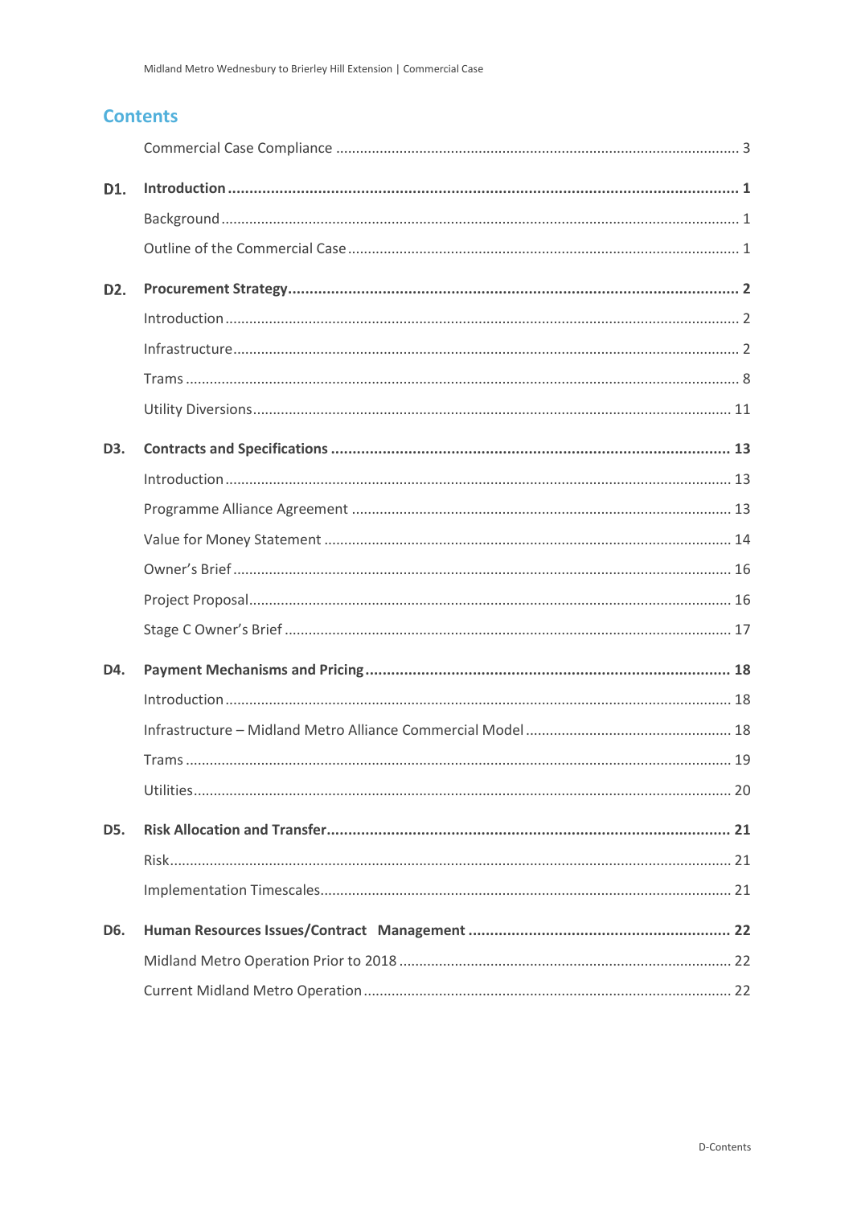# Contents

Commercial Case Compliance ..... 3

**D1. Introduction ..... 1**

Background ..... 1

Outline of the Commercial Case ..... 1

**D2. Procurement Strategy ..... 2**

Introduction ..... 2

Infrastructure ..... 2

Trams ..... 8

Utility Diversions ..... 11

**D3. Contracts and Specifications ..... 13**

Introduction ..... 13

Programme Alliance Agreement ..... 13

Value for Money Statement ..... 14

Owner's Brief ..... 16

Project Proposal ..... 16

Stage C Owner's Brief ..... 17

**D4. Payment Mechanisms and Pricing ..... 18**

Introduction ..... 18

Infrastructure – Midland Metro Alliance Commercial Model ..... 18

Trams ..... 19

Utilities ..... 20

**D5. Risk Allocation and Transfer ..... 21**

Risk ..... 21

Implementation Timescales ..... 21

**D6. Human Resources Issues/Contract Management ..... 22**

Midland Metro Operation Prior to 2018 ..... 22

Current Midland Metro Operation ..... 22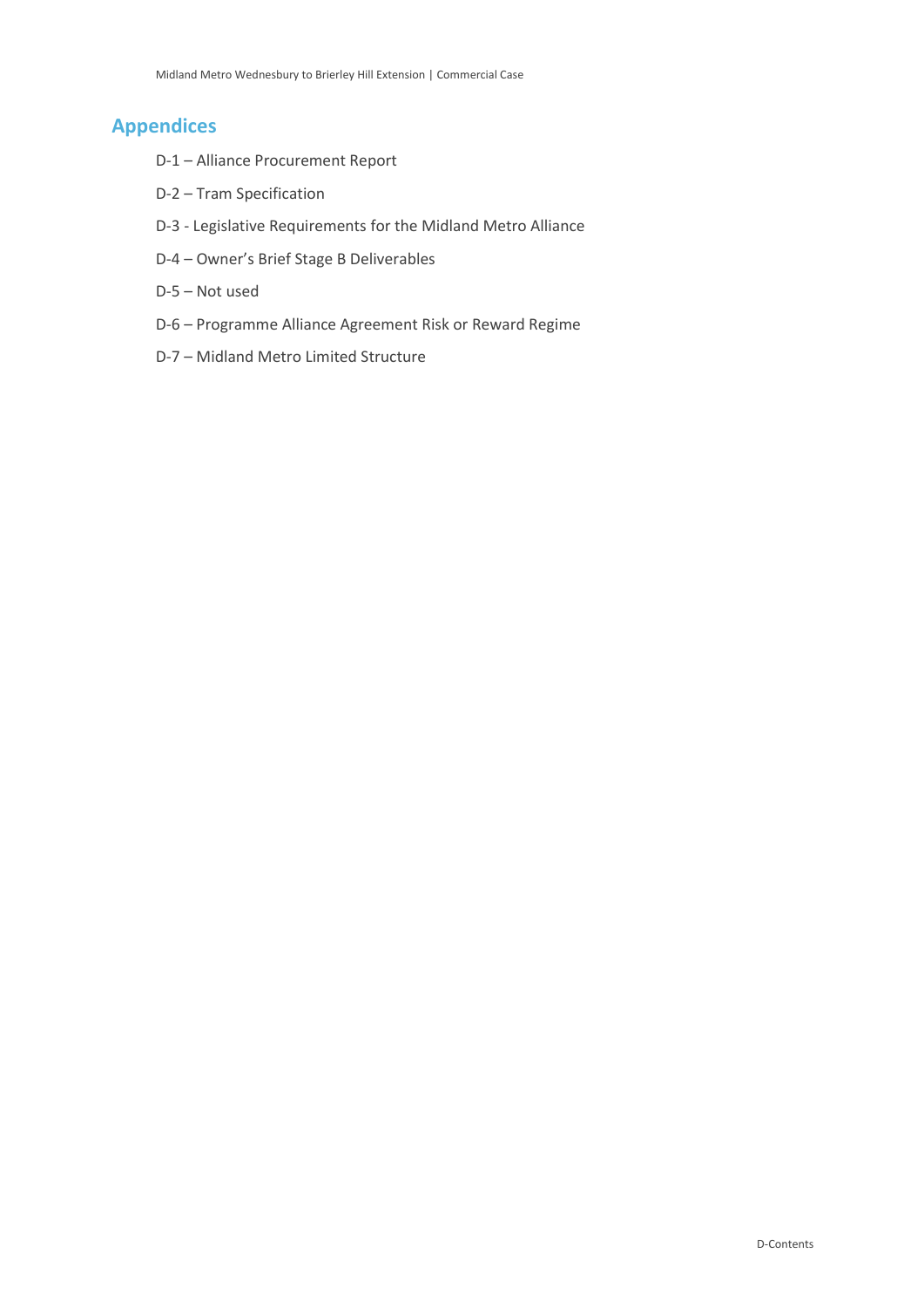## Appendices

D-1 – Alliance Procurement Report

D-2 – Tram Specification

D-3 - Legislative Requirements for the Midland Metro Alliance

D-4 – Owner's Brief Stage B Deliverables

D-5 – Not used

D-6 – Programme Alliance Agreement Risk or Reward Regime

D-7 – Midland Metro Limited Structure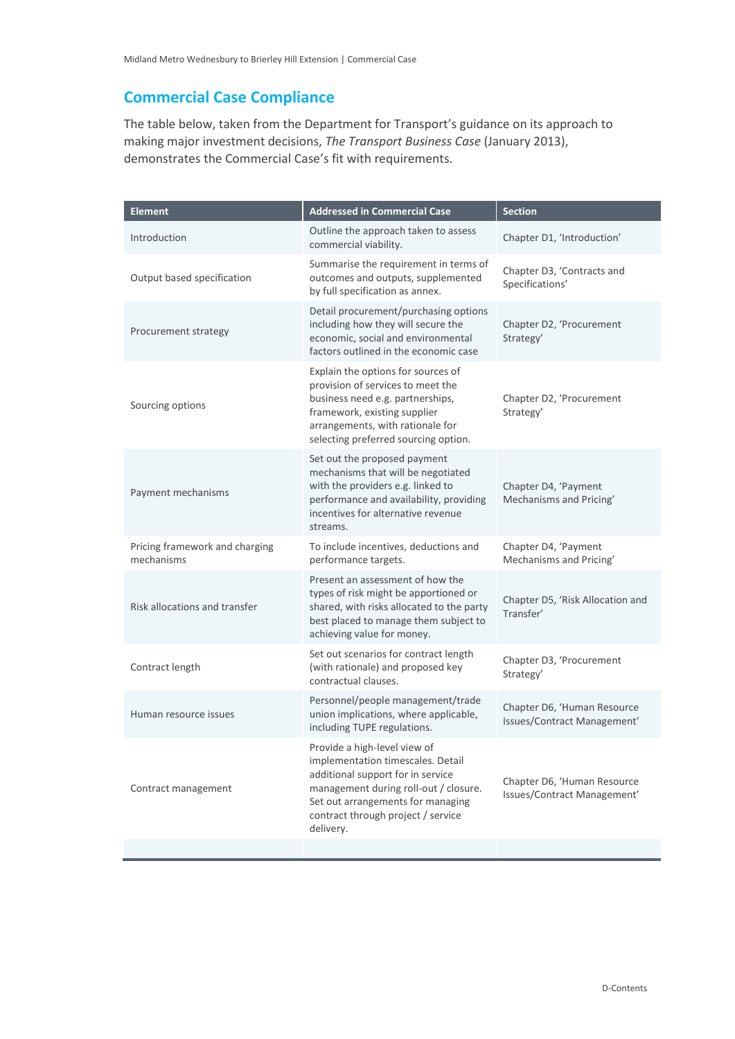## Commercial Case Compliance

The table below, taken from the Department for Transport's guidance on its approach to making major investment decisions, *The Transport Business Case* (January 2013), demonstrates the Commercial Case's fit with requirements.

| Element | Addressed in Commercial Case | Section |
|---|---|---|
| Introduction | Outline the approach taken to assess commercial viability. | Chapter D1, 'Introduction' |
| Output based specification | Summarise the requirement in terms of outcomes and outputs, supplemented by full specification as annex. | Chapter D3, 'Contracts and Specifications' |
| Procurement strategy | Detail procurement/purchasing options including how they will secure the economic, social and environmental factors outlined in the economic case | Chapter D2, 'Procurement Strategy' |
| Sourcing options | Explain the options for sources of provision of services to meet the business need e.g. partnerships, framework, existing supplier arrangements, with rationale for selecting preferred sourcing option. | Chapter D2, 'Procurement Strategy' |
| Payment mechanisms | Set out the proposed payment mechanisms that will be negotiated with the providers e.g. linked to performance and availability, providing incentives for alternative revenue streams. | Chapter D4, 'Payment Mechanisms and Pricing' |
| Pricing framework and charging mechanisms | To include incentives, deductions and performance targets. | Chapter D4, 'Payment Mechanisms and Pricing' |
| Risk allocations and transfer | Present an assessment of how the types of risk might be apportioned or shared, with risks allocated to the party best placed to manage them subject to achieving value for money. | Chapter D5, 'Risk Allocation and Transfer' |
| Contract length | Set out scenarios for contract length (with rationale) and proposed key contractual clauses. | Chapter D3, 'Procurement Strategy' |
| Human resource issues | Personnel/people management/trade union implications, where applicable, including TUPE regulations. | Chapter D6, 'Human Resource Issues/Contract Management' |
| Contract management | Provide a high-level view of implementation timescales. Detail additional support for in service management during roll-out / closure. Set out arrangements for managing contract through project / service delivery. | Chapter D6, 'Human Resource Issues/Contract Management' |
| | | |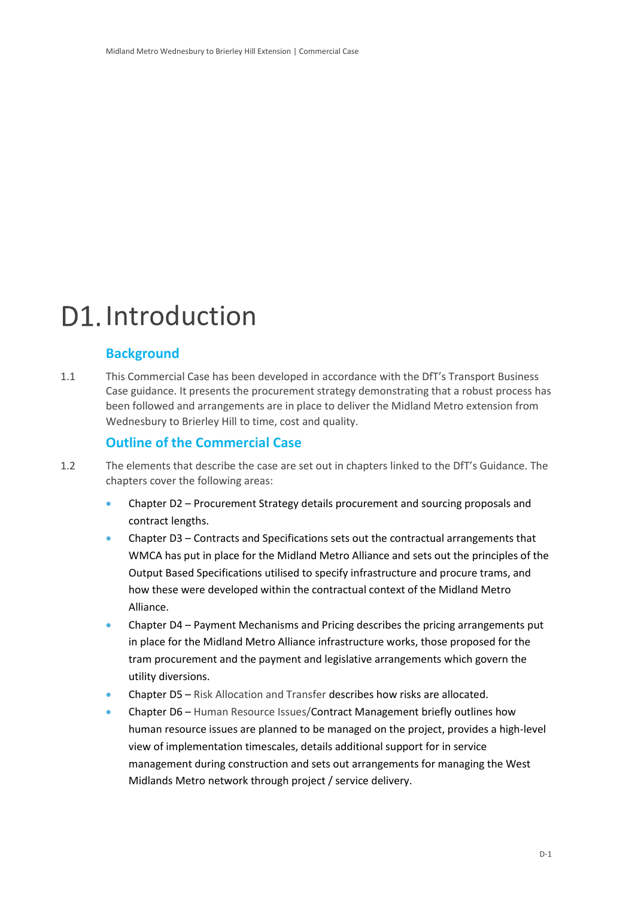# D1. Introduction

## Background

1.1 This Commercial Case has been developed in accordance with the DfT's Transport Business Case guidance. It presents the procurement strategy demonstrating that a robust process has been followed and arrangements are in place to deliver the Midland Metro extension from Wednesbury to Brierley Hill to time, cost and quality.

## Outline of the Commercial Case

1.2 The elements that describe the case are set out in chapters linked to the DfT's Guidance. The chapters cover the following areas:

- Chapter D2 – Procurement Strategy details procurement and sourcing proposals and contract lengths.
- Chapter D3 – Contracts and Specifications sets out the contractual arrangements that WMCA has put in place for the Midland Metro Alliance and sets out the principles of the Output Based Specifications utilised to specify infrastructure and procure trams, and how these were developed within the contractual context of the Midland Metro Alliance.
- Chapter D4 – Payment Mechanisms and Pricing describes the pricing arrangements put in place for the Midland Metro Alliance infrastructure works, those proposed for the tram procurement and the payment and legislative arrangements which govern the utility diversions.
- Chapter D5 – Risk Allocation and Transfer describes how risks are allocated.
- Chapter D6 – Human Resource Issues/Contract Management briefly outlines how human resource issues are planned to be managed on the project, provides a high-level view of implementation timescales, details additional support for in service management during construction and sets out arrangements for managing the West Midlands Metro network through project / service delivery.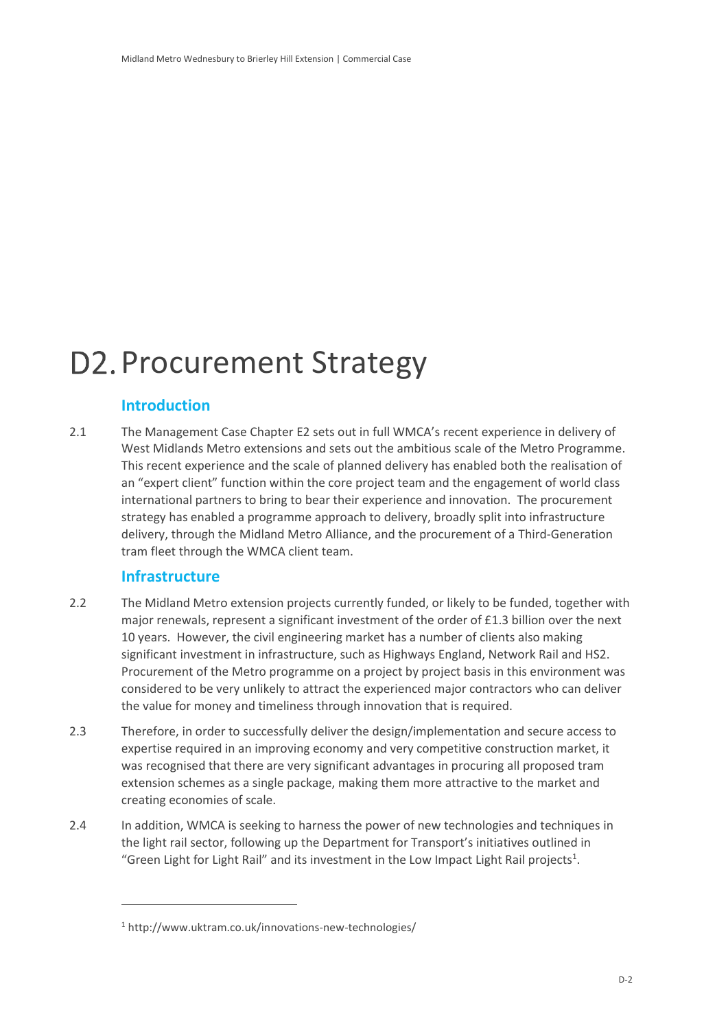# D2. Procurement Strategy

## Introduction

2.1 The Management Case Chapter E2 sets out in full WMCA's recent experience in delivery of West Midlands Metro extensions and sets out the ambitious scale of the Metro Programme. This recent experience and the scale of planned delivery has enabled both the realisation of an "expert client" function within the core project team and the engagement of world class international partners to bring to bear their experience and innovation. The procurement strategy has enabled a programme approach to delivery, broadly split into infrastructure delivery, through the Midland Metro Alliance, and the procurement of a Third-Generation tram fleet through the WMCA client team.

## Infrastructure

2.2 The Midland Metro extension projects currently funded, or likely to be funded, together with major renewals, represent a significant investment of the order of £1.3 billion over the next 10 years. However, the civil engineering market has a number of clients also making significant investment in infrastructure, such as Highways England, Network Rail and HS2. Procurement of the Metro programme on a project by project basis in this environment was considered to be very unlikely to attract the experienced major contractors who can deliver the value for money and timeliness through innovation that is required.

2.3 Therefore, in order to successfully deliver the design/implementation and secure access to expertise required in an improving economy and very competitive construction market, it was recognised that there are very significant advantages in procuring all proposed tram extension schemes as a single package, making them more attractive to the market and creating economies of scale.

2.4 In addition, WMCA is seeking to harness the power of new technologies and techniques in the light rail sector, following up the Department for Transport's initiatives outlined in "Green Light for Light Rail" and its investment in the Low Impact Light Rail projects[1].

[1] http://www.uktram.co.uk/innovations-new-technologies/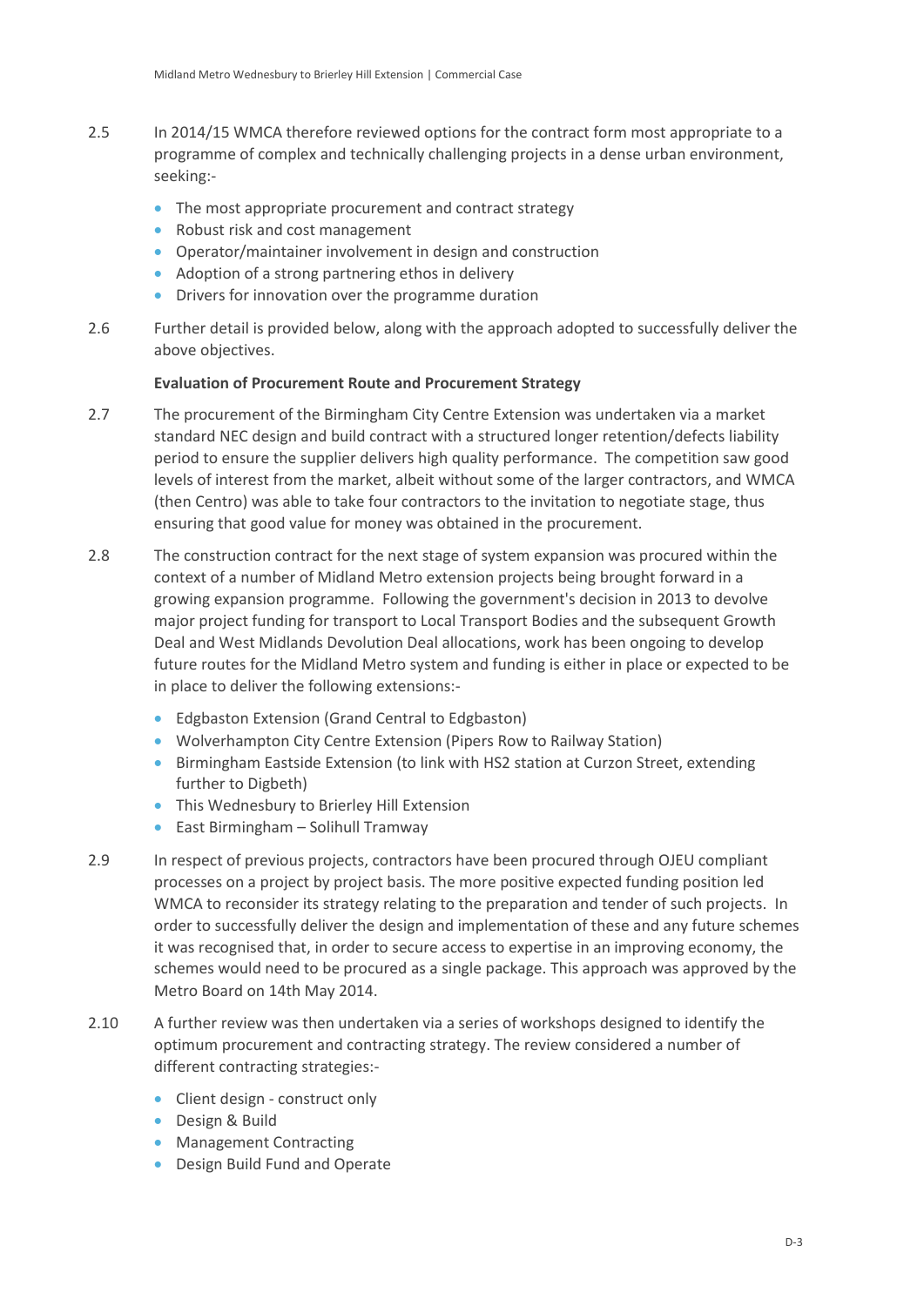2.5 In 2014/15 WMCA therefore reviewed options for the contract form most appropriate to a programme of complex and technically challenging projects in a dense urban environment, seeking:-

- The most appropriate procurement and contract strategy
- Robust risk and cost management
- Operator/maintainer involvement in design and construction
- Adoption of a strong partnering ethos in delivery
- Drivers for innovation over the programme duration

2.6 Further detail is provided below, along with the approach adopted to successfully deliver the above objectives.

**Evaluation of Procurement Route and Procurement Strategy**

2.7 The procurement of the Birmingham City Centre Extension was undertaken via a market standard NEC design and build contract with a structured longer retention/defects liability period to ensure the supplier delivers high quality performance. The competition saw good levels of interest from the market, albeit without some of the larger contractors, and WMCA (then Centro) was able to take four contractors to the invitation to negotiate stage, thus ensuring that good value for money was obtained in the procurement.

2.8 The construction contract for the next stage of system expansion was procured within the context of a number of Midland Metro extension projects being brought forward in a growing expansion programme. Following the government's decision in 2013 to devolve major project funding for transport to Local Transport Bodies and the subsequent Growth Deal and West Midlands Devolution Deal allocations, work has been ongoing to develop future routes for the Midland Metro system and funding is either in place or expected to be in place to deliver the following extensions:-

- Edgbaston Extension (Grand Central to Edgbaston)
- Wolverhampton City Centre Extension (Pipers Row to Railway Station)
- Birmingham Eastside Extension (to link with HS2 station at Curzon Street, extending further to Digbeth)
- This Wednesbury to Brierley Hill Extension
- East Birmingham – Solihull Tramway

2.9 In respect of previous projects, contractors have been procured through OJEU compliant processes on a project by project basis. The more positive expected funding position led WMCA to reconsider its strategy relating to the preparation and tender of such projects. In order to successfully deliver the design and implementation of these and any future schemes it was recognised that, in order to secure access to expertise in an improving economy, the schemes would need to be procured as a single package. This approach was approved by the Metro Board on 14th May 2014.

2.10 A further review was then undertaken via a series of workshops designed to identify the optimum procurement and contracting strategy. The review considered a number of different contracting strategies:-

- Client design - construct only
- Design & Build
- Management Contracting
- Design Build Fund and Operate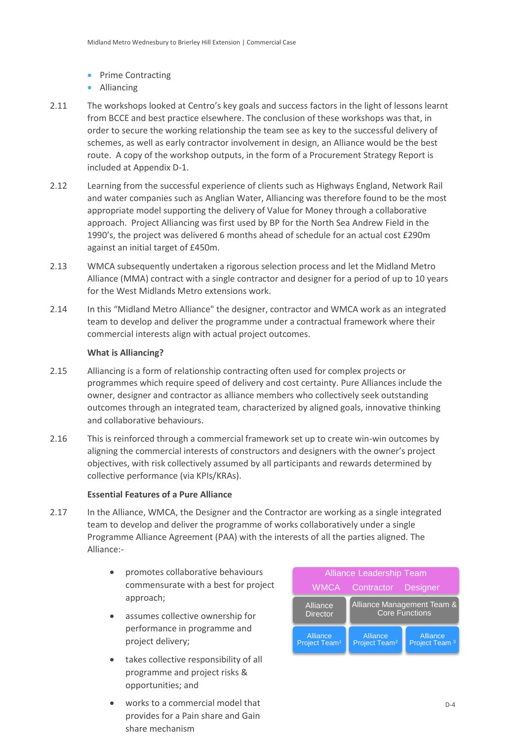- Prime Contracting
- Alliancing

2.11 The workshops looked at Centro's key goals and success factors in the light of lessons learnt from BCCE and best practice elsewhere. The conclusion of these workshops was that, in order to secure the working relationship the team see as key to the successful delivery of schemes, as well as early contractor involvement in design, an Alliance would be the best route. A copy of the workshop outputs, in the form of a Procurement Strategy Report is included at Appendix D-1.

2.12 Learning from the successful experience of clients such as Highways England, Network Rail and water companies such as Anglian Water, Alliancing was therefore found to be the most appropriate model supporting the delivery of Value for Money through a collaborative approach. Project Alliancing was first used by BP for the North Sea Andrew Field in the 1990's, the project was delivered 6 months ahead of schedule for an actual cost £290m against an initial target of £450m.

2.13 WMCA subsequently undertaken a rigorous selection process and let the Midland Metro Alliance (MMA) contract with a single contractor and designer for a period of up to 10 years for the West Midlands Metro extensions work.

2.14 In this "Midland Metro Alliance" the designer, contractor and WMCA work as an integrated team to develop and deliver the programme under a contractual framework where their commercial interests align with actual project outcomes.

**What is Alliancing?**

2.15 Alliancing is a form of relationship contracting often used for complex projects or programmes which require speed of delivery and cost certainty. Pure Alliances include the owner, designer and contractor as alliance members who collectively seek outstanding outcomes through an integrated team, characterized by aligned goals, innovative thinking and collaborative behaviours.

2.16 This is reinforced through a commercial framework set up to create win-win outcomes by aligning the commercial interests of constructors and designers with the owner's project objectives, with risk collectively assumed by all participants and rewards determined by collective performance (via KPIs/KRAs).

**Essential Features of a Pure Alliance**

2.17 In the Alliance, WMCA, the Designer and the Contractor are working as a single integrated team to develop and deliver the programme of works collaboratively under a single Programme Alliance Agreement (PAA) with the interests of all the parties aligned. The Alliance:-

- promotes collaborative behaviours commensurate with a best for project approach;
- assumes collective ownership for performance in programme and project delivery;
- takes collective responsibility of all programme and project risks & opportunities; and
- works to a commercial model that provides for a Pain share and Gain share mechanism

| Alliance Leadership Team | | |
|---|---|---|
| WMCA | Contractor | Designer |
| Alliance Director | Alliance Management Team & Core Functions | |
| Alliance Project Team[1] | Alliance Project Team[2] | Alliance Project Team[3] |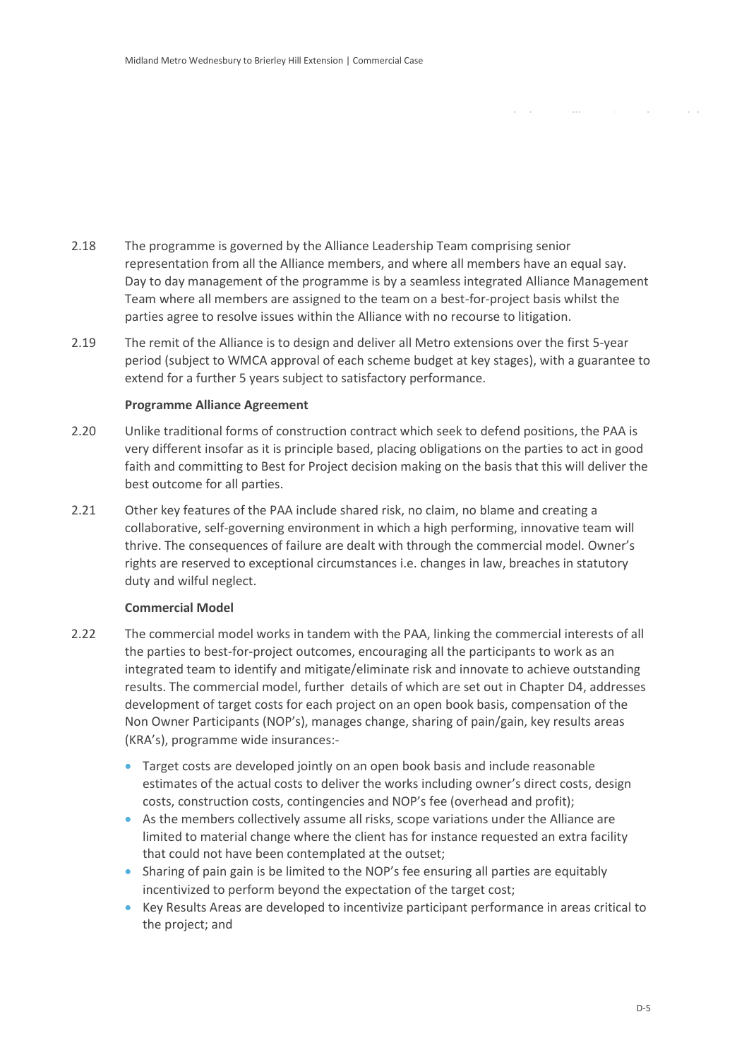2.18 The programme is governed by the Alliance Leadership Team comprising senior representation from all the Alliance members, and where all members have an equal say. Day to day management of the programme is by a seamless integrated Alliance Management Team where all members are assigned to the team on a best-for-project basis whilst the parties agree to resolve issues within the Alliance with no recourse to litigation.

2.19 The remit of the Alliance is to design and deliver all Metro extensions over the first 5-year period (subject to WMCA approval of each scheme budget at key stages), with a guarantee to extend for a further 5 years subject to satisfactory performance.

**Programme Alliance Agreement**

2.20 Unlike traditional forms of construction contract which seek to defend positions, the PAA is very different insofar as it is principle based, placing obligations on the parties to act in good faith and committing to Best for Project decision making on the basis that this will deliver the best outcome for all parties.

2.21 Other key features of the PAA include shared risk, no claim, no blame and creating a collaborative, self-governing environment in which a high performing, innovative team will thrive. The consequences of failure are dealt with through the commercial model. Owner's rights are reserved to exceptional circumstances i.e. changes in law, breaches in statutory duty and wilful neglect.

**Commercial Model**

2.22 The commercial model works in tandem with the PAA, linking the commercial interests of all the parties to best-for-project outcomes, encouraging all the participants to work as an integrated team to identify and mitigate/eliminate risk and innovate to achieve outstanding results. The commercial model, further details of which are set out in Chapter D4, addresses development of target costs for each project on an open book basis, compensation of the Non Owner Participants (NOP's), manages change, sharing of pain/gain, key results areas (KRA's), programme wide insurances:-

- Target costs are developed jointly on an open book basis and include reasonable estimates of the actual costs to deliver the works including owner's direct costs, design costs, construction costs, contingencies and NOP's fee (overhead and profit);
- As the members collectively assume all risks, scope variations under the Alliance are limited to material change where the client has for instance requested an extra facility that could not have been contemplated at the outset;
- Sharing of pain gain is be limited to the NOP's fee ensuring all parties are equitably incentivized to perform beyond the expectation of the target cost;
- Key Results Areas are developed to incentivize participant performance in areas critical to the project; and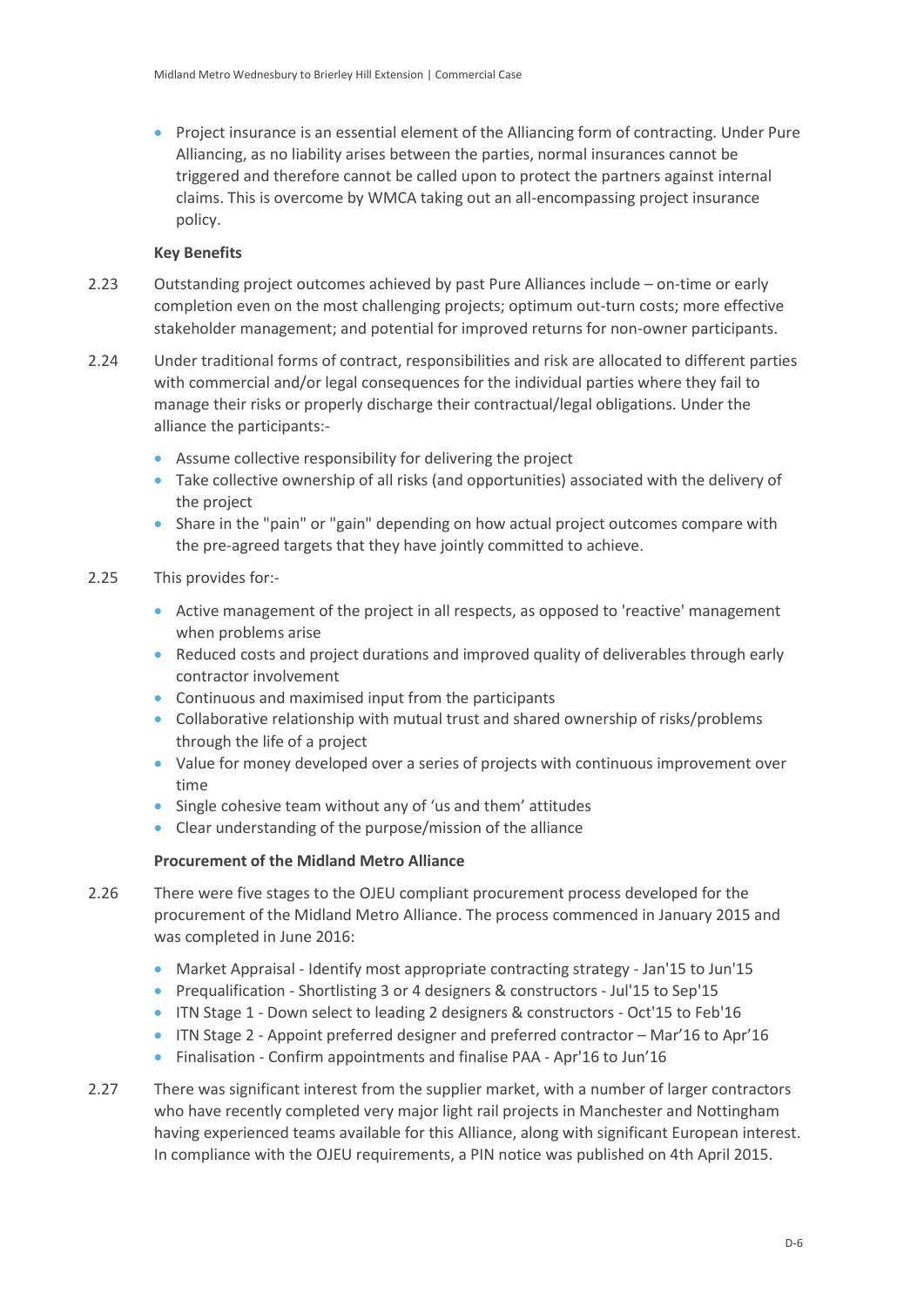- Project insurance is an essential element of the Alliancing form of contracting. Under Pure Alliancing, as no liability arises between the parties, normal insurances cannot be triggered and therefore cannot be called upon to protect the partners against internal claims. This is overcome by WMCA taking out an all-encompassing project insurance policy.

**Key Benefits**

2.23 Outstanding project outcomes achieved by past Pure Alliances include – on-time or early completion even on the most challenging projects; optimum out-turn costs; more effective stakeholder management; and potential for improved returns for non-owner participants.

2.24 Under traditional forms of contract, responsibilities and risk are allocated to different parties with commercial and/or legal consequences for the individual parties where they fail to manage their risks or properly discharge their contractual/legal obligations. Under the alliance the participants:-

- Assume collective responsibility for delivering the project
- Take collective ownership of all risks (and opportunities) associated with the delivery of the project
- Share in the "pain" or "gain" depending on how actual project outcomes compare with the pre-agreed targets that they have jointly committed to achieve.

2.25 This provides for:-

- Active management of the project in all respects, as opposed to 'reactive' management when problems arise
- Reduced costs and project durations and improved quality of deliverables through early contractor involvement
- Continuous and maximised input from the participants
- Collaborative relationship with mutual trust and shared ownership of risks/problems through the life of a project
- Value for money developed over a series of projects with continuous improvement over time
- Single cohesive team without any of 'us and them' attitudes
- Clear understanding of the purpose/mission of the alliance

**Procurement of the Midland Metro Alliance**

2.26 There were five stages to the OJEU compliant procurement process developed for the procurement of the Midland Metro Alliance. The process commenced in January 2015 and was completed in June 2016:

- Market Appraisal - Identify most appropriate contracting strategy - Jan'15 to Jun'15
- Prequalification - Shortlisting 3 or 4 designers & constructors - Jul'15 to Sep'15
- ITN Stage 1 - Down select to leading 2 designers & constructors - Oct'15 to Feb'16
- ITN Stage 2 - Appoint preferred designer and preferred contractor – Mar'16 to Apr'16
- Finalisation - Confirm appointments and finalise PAA - Apr'16 to Jun'16

2.27 There was significant interest from the supplier market, with a number of larger contractors who have recently completed very major light rail projects in Manchester and Nottingham having experienced teams available for this Alliance, along with significant European interest. In compliance with the OJEU requirements, a PIN notice was published on 4th April 2015.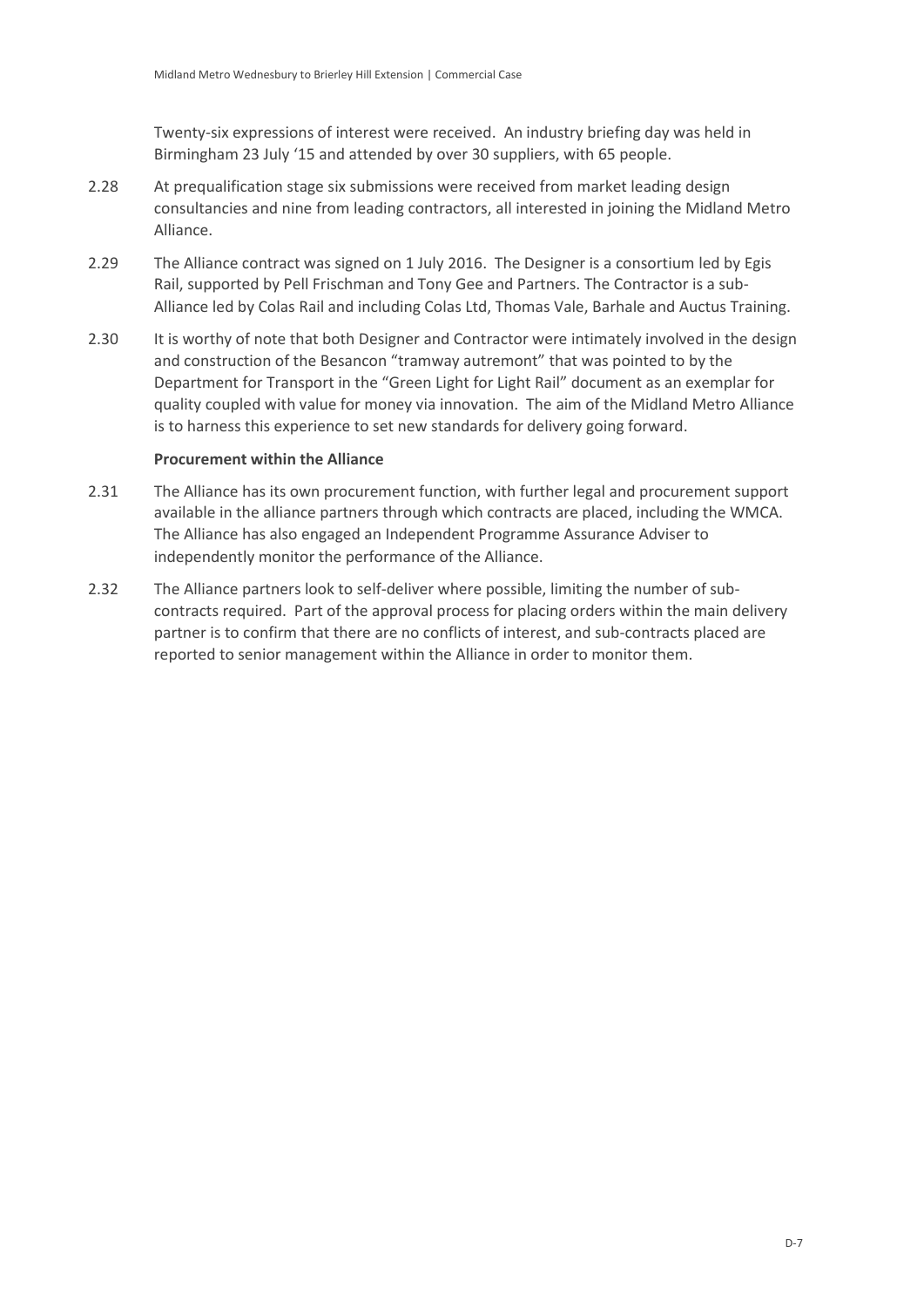Twenty-six expressions of interest were received. An industry briefing day was held in Birmingham 23 July '15 and attended by over 30 suppliers, with 65 people.

2.28 At prequalification stage six submissions were received from market leading design consultancies and nine from leading contractors, all interested in joining the Midland Metro Alliance.

2.29 The Alliance contract was signed on 1 July 2016. The Designer is a consortium led by Egis Rail, supported by Pell Frischman and Tony Gee and Partners. The Contractor is a sub-Alliance led by Colas Rail and including Colas Ltd, Thomas Vale, Barhale and Auctus Training.

2.30 It is worthy of note that both Designer and Contractor were intimately involved in the design and construction of the Besancon "tramway autremont" that was pointed to by the Department for Transport in the "Green Light for Light Rail" document as an exemplar for quality coupled with value for money via innovation. The aim of the Midland Metro Alliance is to harness this experience to set new standards for delivery going forward.

**Procurement within the Alliance**

2.31 The Alliance has its own procurement function, with further legal and procurement support available in the alliance partners through which contracts are placed, including the WMCA. The Alliance has also engaged an Independent Programme Assurance Adviser to independently monitor the performance of the Alliance.

2.32 The Alliance partners look to self-deliver where possible, limiting the number of sub-contracts required. Part of the approval process for placing orders within the main delivery partner is to confirm that there are no conflicts of interest, and sub-contracts placed are reported to senior management within the Alliance in order to monitor them.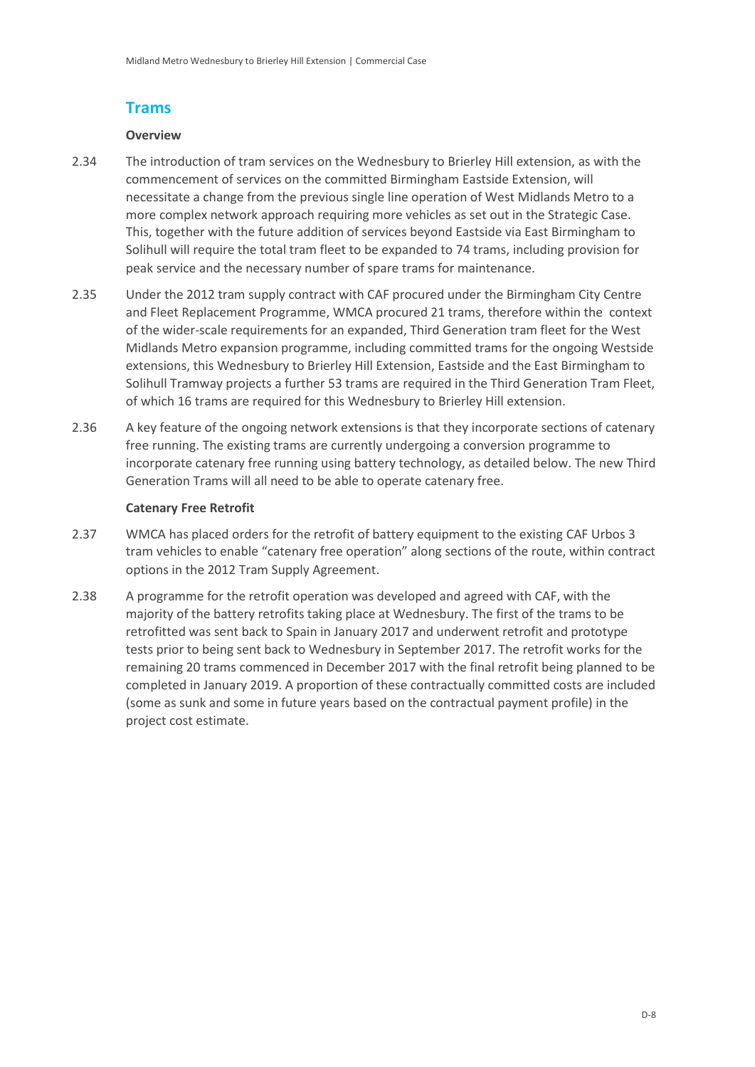## Trams

### Overview

2.34 The introduction of tram services on the Wednesbury to Brierley Hill extension, as with the commencement of services on the committed Birmingham Eastside Extension, will necessitate a change from the previous single line operation of West Midlands Metro to a more complex network approach requiring more vehicles as set out in the Strategic Case. This, together with the future addition of services beyond Eastside via East Birmingham to Solihull will require the total tram fleet to be expanded to 74 trams, including provision for peak service and the necessary number of spare trams for maintenance.

2.35 Under the 2012 tram supply contract with CAF procured under the Birmingham City Centre and Fleet Replacement Programme, WMCA procured 21 trams, therefore within the context of the wider-scale requirements for an expanded, Third Generation tram fleet for the West Midlands Metro expansion programme, including committed trams for the ongoing Westside extensions, this Wednesbury to Brierley Hill Extension, Eastside and the East Birmingham to Solihull Tramway projects a further 53 trams are required in the Third Generation Tram Fleet, of which 16 trams are required for this Wednesbury to Brierley Hill extension.

2.36 A key feature of the ongoing network extensions is that they incorporate sections of catenary free running. The existing trams are currently undergoing a conversion programme to incorporate catenary free running using battery technology, as detailed below. The new Third Generation Trams will all need to be able to operate catenary free.

### Catenary Free Retrofit

2.37 WMCA has placed orders for the retrofit of battery equipment to the existing CAF Urbos 3 tram vehicles to enable "catenary free operation" along sections of the route, within contract options in the 2012 Tram Supply Agreement.

2.38 A programme for the retrofit operation was developed and agreed with CAF, with the majority of the battery retrofits taking place at Wednesbury. The first of the trams to be retrofitted was sent back to Spain in January 2017 and underwent retrofit and prototype tests prior to being sent back to Wednesbury in September 2017. The retrofit works for the remaining 20 trams commenced in December 2017 with the final retrofit being planned to be completed in January 2019. A proportion of these contractually committed costs are included (some as sunk and some in future years based on the contractual payment profile) in the project cost estimate.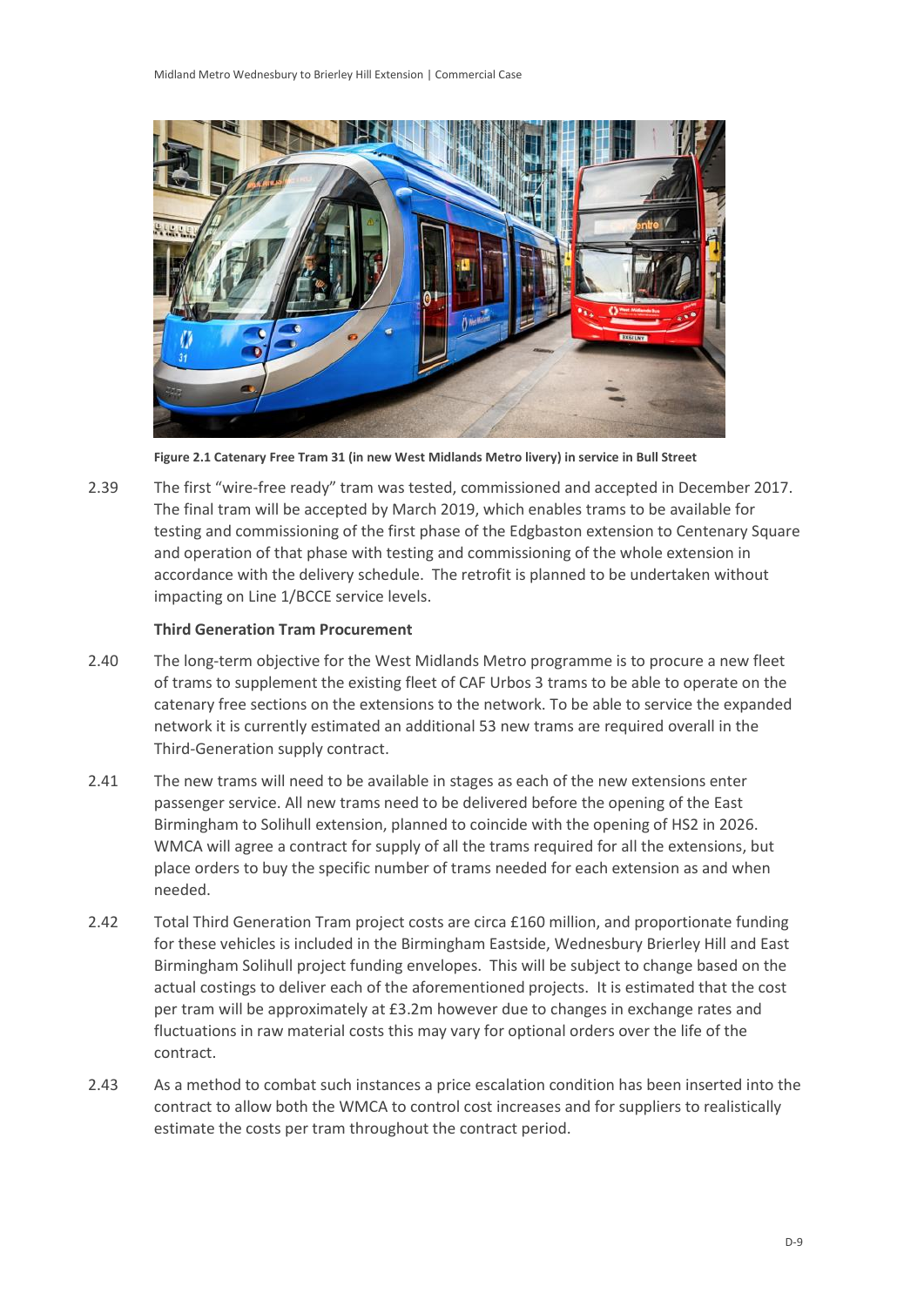Figure 2.1 Catenary Free Tram 31 (in new West Midlands Metro livery) in service in Bull Street

2.39 The first "wire-free ready" tram was tested, commissioned and accepted in December 2017. The final tram will be accepted by March 2019, which enables trams to be available for testing and commissioning of the first phase of the Edgbaston extension to Centenary Square and operation of that phase with testing and commissioning of the whole extension in accordance with the delivery schedule. The retrofit is planned to be undertaken without impacting on Line 1/BCCE service levels.

**Third Generation Tram Procurement**

2.40 The long-term objective for the West Midlands Metro programme is to procure a new fleet of trams to supplement the existing fleet of CAF Urbos 3 trams to be able to operate on the catenary free sections on the extensions to the network. To be able to service the expanded network it is currently estimated an additional 53 new trams are required overall in the Third-Generation supply contract.

2.41 The new trams will need to be available in stages as each of the new extensions enter passenger service. All new trams need to be delivered before the opening of the East Birmingham to Solihull extension, planned to coincide with the opening of HS2 in 2026. WMCA will agree a contract for supply of all the trams required for all the extensions, but place orders to buy the specific number of trams needed for each extension as and when needed.

2.42 Total Third Generation Tram project costs are circa £160 million, and proportionate funding for these vehicles is included in the Birmingham Eastside, Wednesbury Brierley Hill and East Birmingham Solihull project funding envelopes. This will be subject to change based on the actual costings to deliver each of the aforementioned projects. It is estimated that the cost per tram will be approximately at £3.2m however due to changes in exchange rates and fluctuations in raw material costs this may vary for optional orders over the life of the contract.

2.43 As a method to combat such instances a price escalation condition has been inserted into the contract to allow both the WMCA to control cost increases and for suppliers to realistically estimate the costs per tram throughout the contract period.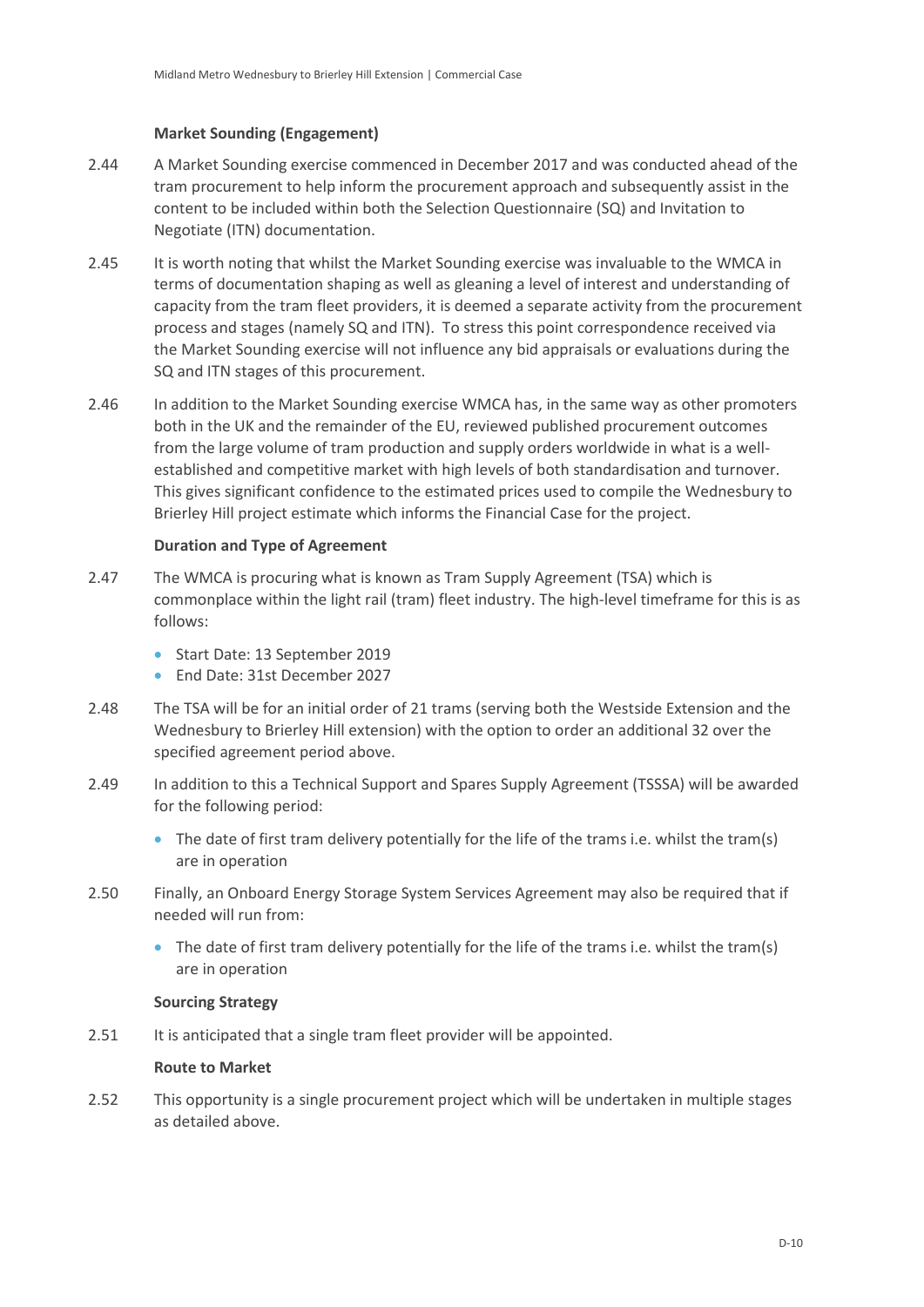**Market Sounding (Engagement)**

2.44 A Market Sounding exercise commenced in December 2017 and was conducted ahead of the tram procurement to help inform the procurement approach and subsequently assist in the content to be included within both the Selection Questionnaire (SQ) and Invitation to Negotiate (ITN) documentation.

2.45 It is worth noting that whilst the Market Sounding exercise was invaluable to the WMCA in terms of documentation shaping as well as gleaning a level of interest and understanding of capacity from the tram fleet providers, it is deemed a separate activity from the procurement process and stages (namely SQ and ITN). To stress this point correspondence received via the Market Sounding exercise will not influence any bid appraisals or evaluations during the SQ and ITN stages of this procurement.

2.46 In addition to the Market Sounding exercise WMCA has, in the same way as other promoters both in the UK and the remainder of the EU, reviewed published procurement outcomes from the large volume of tram production and supply orders worldwide in what is a well-established and competitive market with high levels of both standardisation and turnover. This gives significant confidence to the estimated prices used to compile the Wednesbury to Brierley Hill project estimate which informs the Financial Case for the project.

**Duration and Type of Agreement**

2.47 The WMCA is procuring what is known as Tram Supply Agreement (TSA) which is commonplace within the light rail (tram) fleet industry. The high-level timeframe for this is as follows:

- Start Date: 13 September 2019
- End Date: 31st December 2027

2.48 The TSA will be for an initial order of 21 trams (serving both the Westside Extension and the Wednesbury to Brierley Hill extension) with the option to order an additional 32 over the specified agreement period above.

2.49 In addition to this a Technical Support and Spares Supply Agreement (TSSSA) will be awarded for the following period:

- The date of first tram delivery potentially for the life of the trams i.e. whilst the tram(s) are in operation

2.50 Finally, an Onboard Energy Storage System Services Agreement may also be required that if needed will run from:

- The date of first tram delivery potentially for the life of the trams i.e. whilst the tram(s) are in operation

**Sourcing Strategy**

2.51 It is anticipated that a single tram fleet provider will be appointed.

**Route to Market**

2.52 This opportunity is a single procurement project which will be undertaken in multiple stages as detailed above.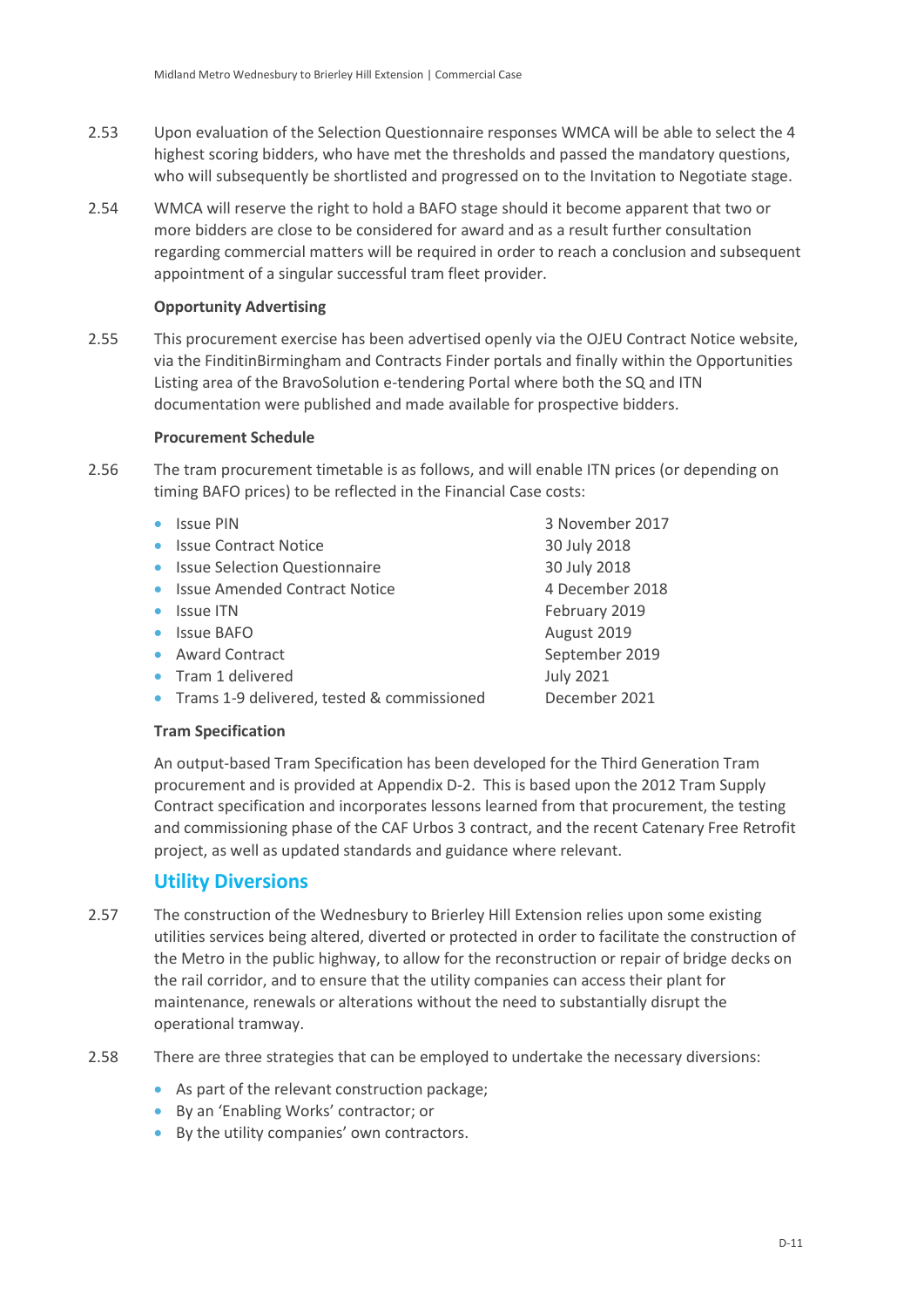2.53 Upon evaluation of the Selection Questionnaire responses WMCA will be able to select the 4 highest scoring bidders, who have met the thresholds and passed the mandatory questions, who will subsequently be shortlisted and progressed on to the Invitation to Negotiate stage.

2.54 WMCA will reserve the right to hold a BAFO stage should it become apparent that two or more bidders are close to be considered for award and as a result further consultation regarding commercial matters will be required in order to reach a conclusion and subsequent appointment of a singular successful tram fleet provider.

**Opportunity Advertising**

2.55 This procurement exercise has been advertised openly via the OJEU Contract Notice website, via the FinditinBirmingham and Contracts Finder portals and finally within the Opportunities Listing area of the BravoSolution e-tendering Portal where both the SQ and ITN documentation were published and made available for prospective bidders.

**Procurement Schedule**

2.56 The tram procurement timetable is as follows, and will enable ITN prices (or depending on timing BAFO prices) to be reflected in the Financial Case costs:

| | |
|---|---|
| Issue PIN | 3 November 2017 |
| Issue Contract Notice | 30 July 2018 |
| Issue Selection Questionnaire | 30 July 2018 |
| Issue Amended Contract Notice | 4 December 2018 |
| Issue ITN | February 2019 |
| Issue BAFO | August 2019 |
| Award Contract | September 2019 |
| Tram 1 delivered | July 2021 |
| Trams 1-9 delivered, tested & commissioned | December 2021 |

**Tram Specification**

An output-based Tram Specification has been developed for the Third Generation Tram procurement and is provided at Appendix D-2. This is based upon the 2012 Tram Supply Contract specification and incorporates lessons learned from that procurement, the testing and commissioning phase of the CAF Urbos 3 contract, and the recent Catenary Free Retrofit project, as well as updated standards and guidance where relevant.

## Utility Diversions

2.57 The construction of the Wednesbury to Brierley Hill Extension relies upon some existing utilities services being altered, diverted or protected in order to facilitate the construction of the Metro in the public highway, to allow for the reconstruction or repair of bridge decks on the rail corridor, and to ensure that the utility companies can access their plant for maintenance, renewals or alterations without the need to substantially disrupt the operational tramway.

2.58 There are three strategies that can be employed to undertake the necessary diversions:

- As part of the relevant construction package;
- By an 'Enabling Works' contractor; or
- By the utility companies' own contractors.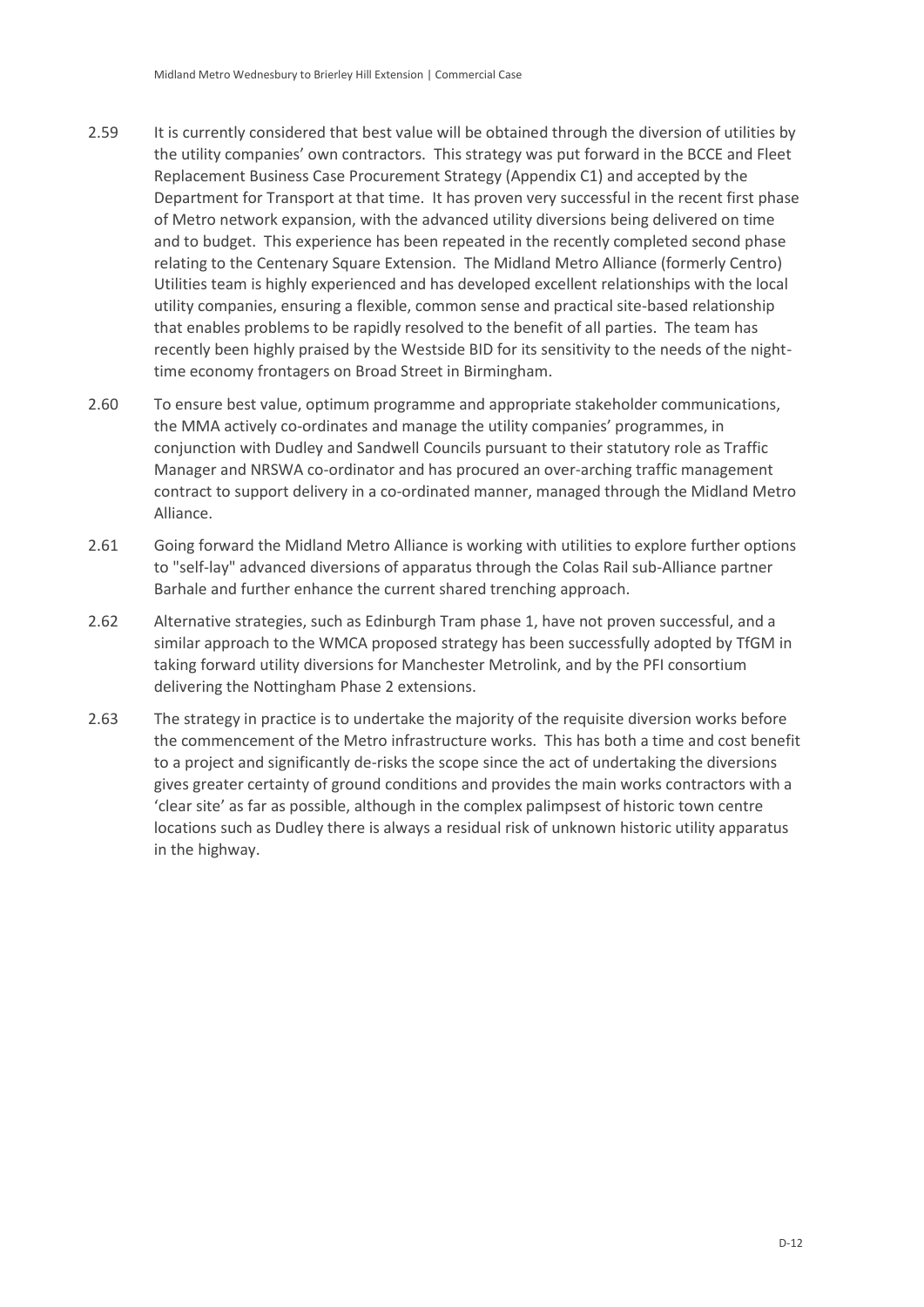2.59 It is currently considered that best value will be obtained through the diversion of utilities by the utility companies' own contractors. This strategy was put forward in the BCCE and Fleet Replacement Business Case Procurement Strategy (Appendix C1) and accepted by the Department for Transport at that time. It has proven very successful in the recent first phase of Metro network expansion, with the advanced utility diversions being delivered on time and to budget. This experience has been repeated in the recently completed second phase relating to the Centenary Square Extension. The Midland Metro Alliance (formerly Centro) Utilities team is highly experienced and has developed excellent relationships with the local utility companies, ensuring a flexible, common sense and practical site-based relationship that enables problems to be rapidly resolved to the benefit of all parties. The team has recently been highly praised by the Westside BID for its sensitivity to the needs of the night-time economy frontagers on Broad Street in Birmingham.

2.60 To ensure best value, optimum programme and appropriate stakeholder communications, the MMA actively co-ordinates and manage the utility companies' programmes, in conjunction with Dudley and Sandwell Councils pursuant to their statutory role as Traffic Manager and NRSWA co-ordinator and has procured an over-arching traffic management contract to support delivery in a co-ordinated manner, managed through the Midland Metro Alliance.

2.61 Going forward the Midland Metro Alliance is working with utilities to explore further options to "self-lay" advanced diversions of apparatus through the Colas Rail sub-Alliance partner Barhale and further enhance the current shared trenching approach.

2.62 Alternative strategies, such as Edinburgh Tram phase 1, have not proven successful, and a similar approach to the WMCA proposed strategy has been successfully adopted by TfGM in taking forward utility diversions for Manchester Metrolink, and by the PFI consortium delivering the Nottingham Phase 2 extensions.

2.63 The strategy in practice is to undertake the majority of the requisite diversion works before the commencement of the Metro infrastructure works. This has both a time and cost benefit to a project and significantly de-risks the scope since the act of undertaking the diversions gives greater certainty of ground conditions and provides the main works contractors with a 'clear site' as far as possible, although in the complex palimpsest of historic town centre locations such as Dudley there is always a residual risk of unknown historic utility apparatus in the highway.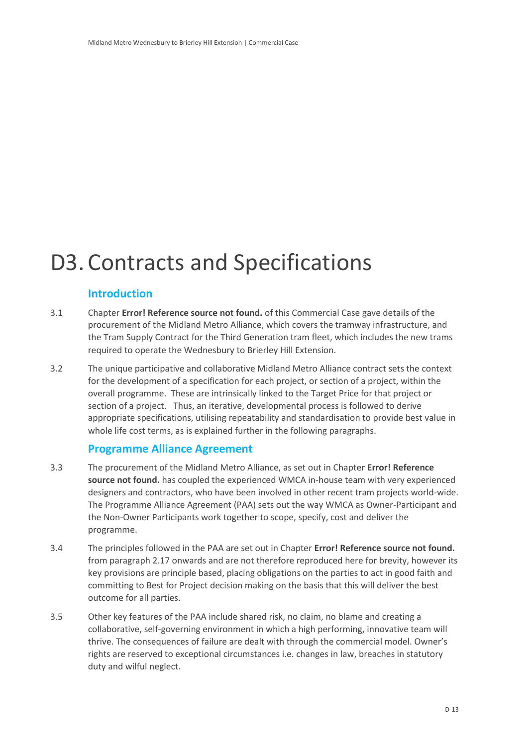# D3. Contracts and Specifications

## Introduction

3.1 Chapter **Error! Reference source not found.** of this Commercial Case gave details of the procurement of the Midland Metro Alliance, which covers the tramway infrastructure, and the Tram Supply Contract for the Third Generation tram fleet, which includes the new trams required to operate the Wednesbury to Brierley Hill Extension.

3.2 The unique participative and collaborative Midland Metro Alliance contract sets the context for the development of a specification for each project, or section of a project, within the overall programme. These are intrinsically linked to the Target Price for that project or section of a project. Thus, an iterative, developmental process is followed to derive appropriate specifications, utilising repeatability and standardisation to provide best value in whole life cost terms, as is explained further in the following paragraphs.

## Programme Alliance Agreement

3.3 The procurement of the Midland Metro Alliance, as set out in Chapter **Error! Reference source not found.** has coupled the experienced WMCA in-house team with very experienced designers and contractors, who have been involved in other recent tram projects world-wide. The Programme Alliance Agreement (PAA) sets out the way WMCA as Owner-Participant and the Non-Owner Participants work together to scope, specify, cost and deliver the programme.

3.4 The principles followed in the PAA are set out in Chapter **Error! Reference source not found.** from paragraph 2.17 onwards and are not therefore reproduced here for brevity, however its key provisions are principle based, placing obligations on the parties to act in good faith and committing to Best for Project decision making on the basis that this will deliver the best outcome for all parties.

3.5 Other key features of the PAA include shared risk, no claim, no blame and creating a collaborative, self-governing environment in which a high performing, innovative team will thrive. The consequences of failure are dealt with through the commercial model. Owner's rights are reserved to exceptional circumstances i.e. changes in law, breaches in statutory duty and wilful neglect.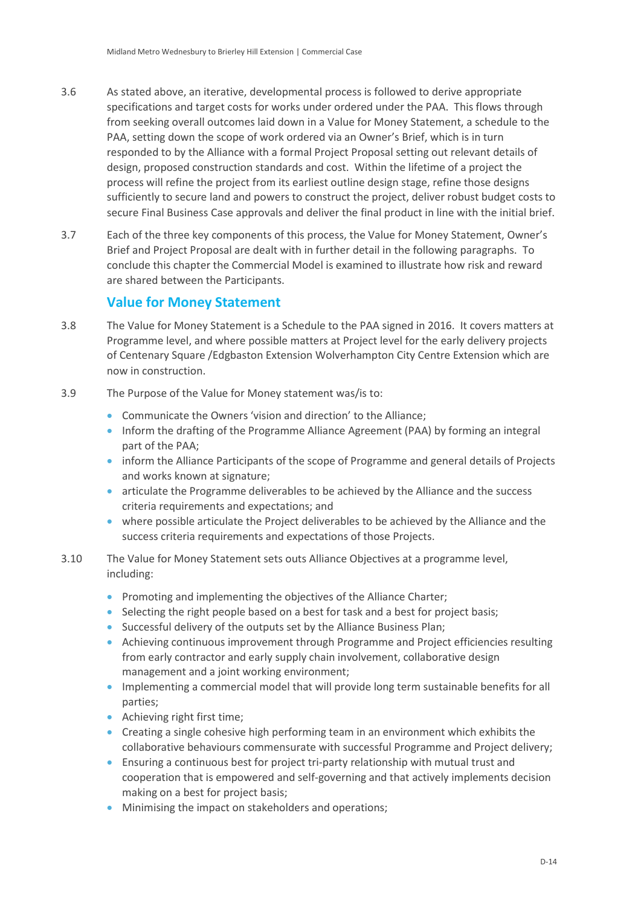3.6 As stated above, an iterative, developmental process is followed to derive appropriate specifications and target costs for works under ordered under the PAA. This flows through from seeking overall outcomes laid down in a Value for Money Statement, a schedule to the PAA, setting down the scope of work ordered via an Owner's Brief, which is in turn responded to by the Alliance with a formal Project Proposal setting out relevant details of design, proposed construction standards and cost. Within the lifetime of a project the process will refine the project from its earliest outline design stage, refine those designs sufficiently to secure land and powers to construct the project, deliver robust budget costs to secure Final Business Case approvals and deliver the final product in line with the initial brief.

3.7 Each of the three key components of this process, the Value for Money Statement, Owner's Brief and Project Proposal are dealt with in further detail in the following paragraphs. To conclude this chapter the Commercial Model is examined to illustrate how risk and reward are shared between the Participants.

## Value for Money Statement

3.8 The Value for Money Statement is a Schedule to the PAA signed in 2016. It covers matters at Programme level, and where possible matters at Project level for the early delivery projects of Centenary Square /Edgbaston Extension Wolverhampton City Centre Extension which are now in construction.

3.9 The Purpose of the Value for Money statement was/is to:

- Communicate the Owners 'vision and direction' to the Alliance;
- Inform the drafting of the Programme Alliance Agreement (PAA) by forming an integral part of the PAA;
- inform the Alliance Participants of the scope of Programme and general details of Projects and works known at signature;
- articulate the Programme deliverables to be achieved by the Alliance and the success criteria requirements and expectations; and
- where possible articulate the Project deliverables to be achieved by the Alliance and the success criteria requirements and expectations of those Projects.

3.10 The Value for Money Statement sets outs Alliance Objectives at a programme level, including:

- Promoting and implementing the objectives of the Alliance Charter;
- Selecting the right people based on a best for task and a best for project basis;
- Successful delivery of the outputs set by the Alliance Business Plan;
- Achieving continuous improvement through Programme and Project efficiencies resulting from early contractor and early supply chain involvement, collaborative design management and a joint working environment;
- Implementing a commercial model that will provide long term sustainable benefits for all parties;
- Achieving right first time;
- Creating a single cohesive high performing team in an environment which exhibits the collaborative behaviours commensurate with successful Programme and Project delivery;
- Ensuring a continuous best for project tri-party relationship with mutual trust and cooperation that is empowered and self-governing and that actively implements decision making on a best for project basis;
- Minimising the impact on stakeholders and operations;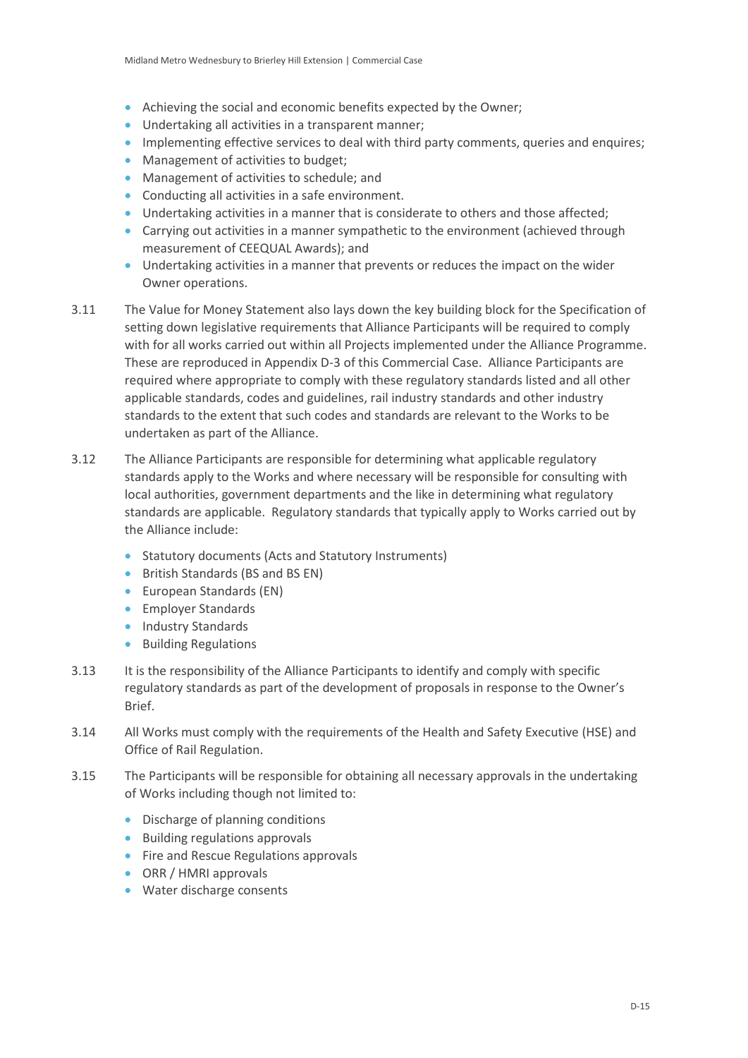- Achieving the social and economic benefits expected by the Owner;
- Undertaking all activities in a transparent manner;
- Implementing effective services to deal with third party comments, queries and enquires;
- Management of activities to budget;
- Management of activities to schedule; and
- Conducting all activities in a safe environment.
- Undertaking activities in a manner that is considerate to others and those affected;
- Carrying out activities in a manner sympathetic to the environment (achieved through measurement of CEEQUAL Awards); and
- Undertaking activities in a manner that prevents or reduces the impact on the wider Owner operations.

3.11 The Value for Money Statement also lays down the key building block for the Specification of setting down legislative requirements that Alliance Participants will be required to comply with for all works carried out within all Projects implemented under the Alliance Programme. These are reproduced in Appendix D-3 of this Commercial Case. Alliance Participants are required where appropriate to comply with these regulatory standards listed and all other applicable standards, codes and guidelines, rail industry standards and other industry standards to the extent that such codes and standards are relevant to the Works to be undertaken as part of the Alliance.

3.12 The Alliance Participants are responsible for determining what applicable regulatory standards apply to the Works and where necessary will be responsible for consulting with local authorities, government departments and the like in determining what regulatory standards are applicable. Regulatory standards that typically apply to Works carried out by the Alliance include:

- Statutory documents (Acts and Statutory Instruments)
- British Standards (BS and BS EN)
- European Standards (EN)
- Employer Standards
- Industry Standards
- Building Regulations

3.13 It is the responsibility of the Alliance Participants to identify and comply with specific regulatory standards as part of the development of proposals in response to the Owner's Brief.

3.14 All Works must comply with the requirements of the Health and Safety Executive (HSE) and Office of Rail Regulation.

3.15 The Participants will be responsible for obtaining all necessary approvals in the undertaking of Works including though not limited to:

- Discharge of planning conditions
- Building regulations approvals
- Fire and Rescue Regulations approvals
- ORR / HMRI approvals
- Water discharge consents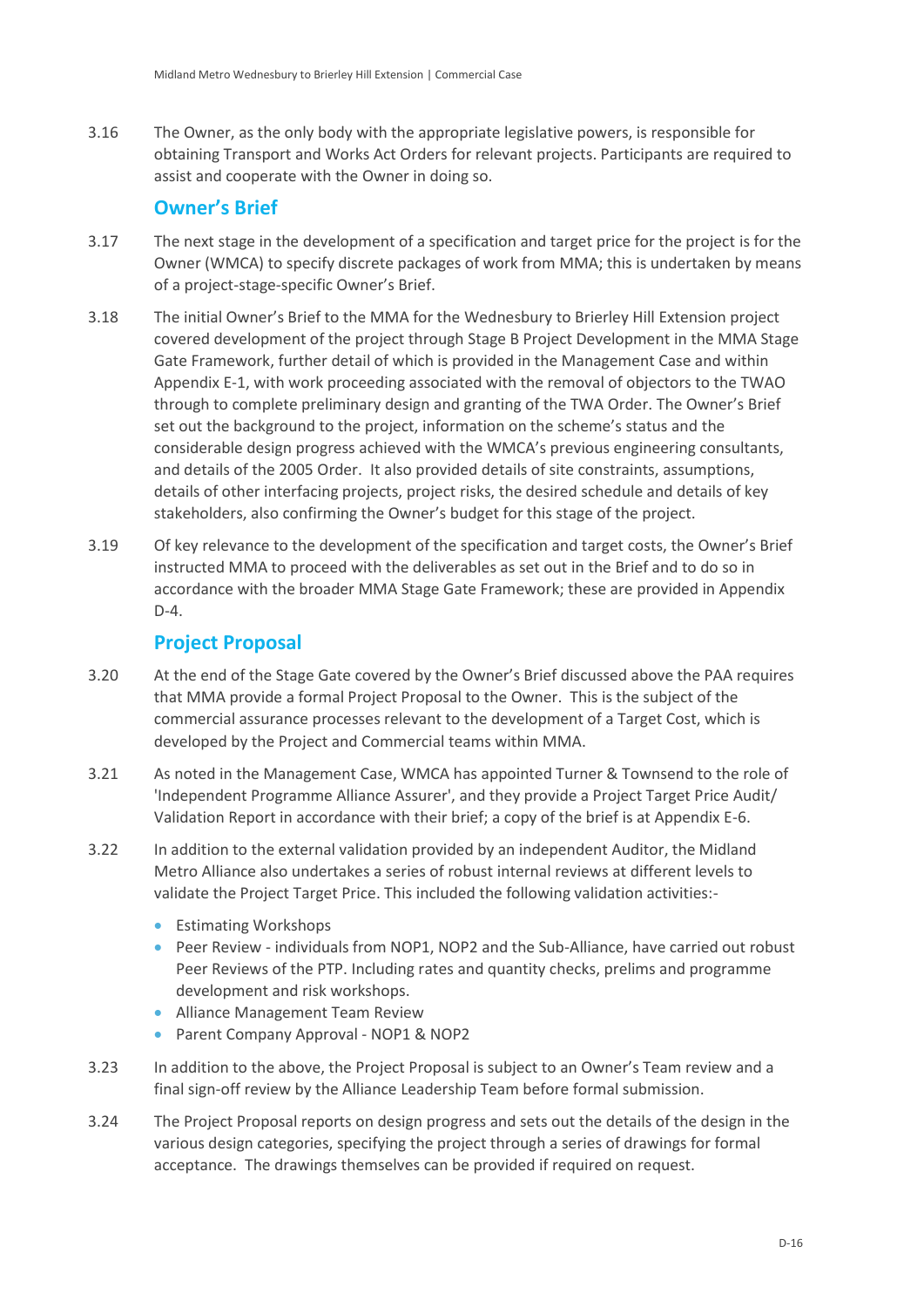3.16 The Owner, as the only body with the appropriate legislative powers, is responsible for obtaining Transport and Works Act Orders for relevant projects. Participants are required to assist and cooperate with the Owner in doing so.

## Owner's Brief

3.17 The next stage in the development of a specification and target price for the project is for the Owner (WMCA) to specify discrete packages of work from MMA; this is undertaken by means of a project-stage-specific Owner's Brief.

3.18 The initial Owner's Brief to the MMA for the Wednesbury to Brierley Hill Extension project covered development of the project through Stage B Project Development in the MMA Stage Gate Framework, further detail of which is provided in the Management Case and within Appendix E-1, with work proceeding associated with the removal of objectors to the TWAO through to complete preliminary design and granting of the TWA Order. The Owner's Brief set out the background to the project, information on the scheme's status and the considerable design progress achieved with the WMCA's previous engineering consultants, and details of the 2005 Order. It also provided details of site constraints, assumptions, details of other interfacing projects, project risks, the desired schedule and details of key stakeholders, also confirming the Owner's budget for this stage of the project.

3.19 Of key relevance to the development of the specification and target costs, the Owner's Brief instructed MMA to proceed with the deliverables as set out in the Brief and to do so in accordance with the broader MMA Stage Gate Framework; these are provided in Appendix D-4.

## Project Proposal

3.20 At the end of the Stage Gate covered by the Owner's Brief discussed above the PAA requires that MMA provide a formal Project Proposal to the Owner. This is the subject of the commercial assurance processes relevant to the development of a Target Cost, which is developed by the Project and Commercial teams within MMA.

3.21 As noted in the Management Case, WMCA has appointed Turner & Townsend to the role of 'Independent Programme Alliance Assurer', and they provide a Project Target Price Audit/ Validation Report in accordance with their brief; a copy of the brief is at Appendix E-6.

3.22 In addition to the external validation provided by an independent Auditor, the Midland Metro Alliance also undertakes a series of robust internal reviews at different levels to validate the Project Target Price. This included the following validation activities:-

- Estimating Workshops
- Peer Review - individuals from NOP1, NOP2 and the Sub-Alliance, have carried out robust Peer Reviews of the PTP. Including rates and quantity checks, prelims and programme development and risk workshops.
- Alliance Management Team Review
- Parent Company Approval - NOP1 & NOP2

3.23 In addition to the above, the Project Proposal is subject to an Owner's Team review and a final sign-off review by the Alliance Leadership Team before formal submission.

3.24 The Project Proposal reports on design progress and sets out the details of the design in the various design categories, specifying the project through a series of drawings for formal acceptance. The drawings themselves can be provided if required on request.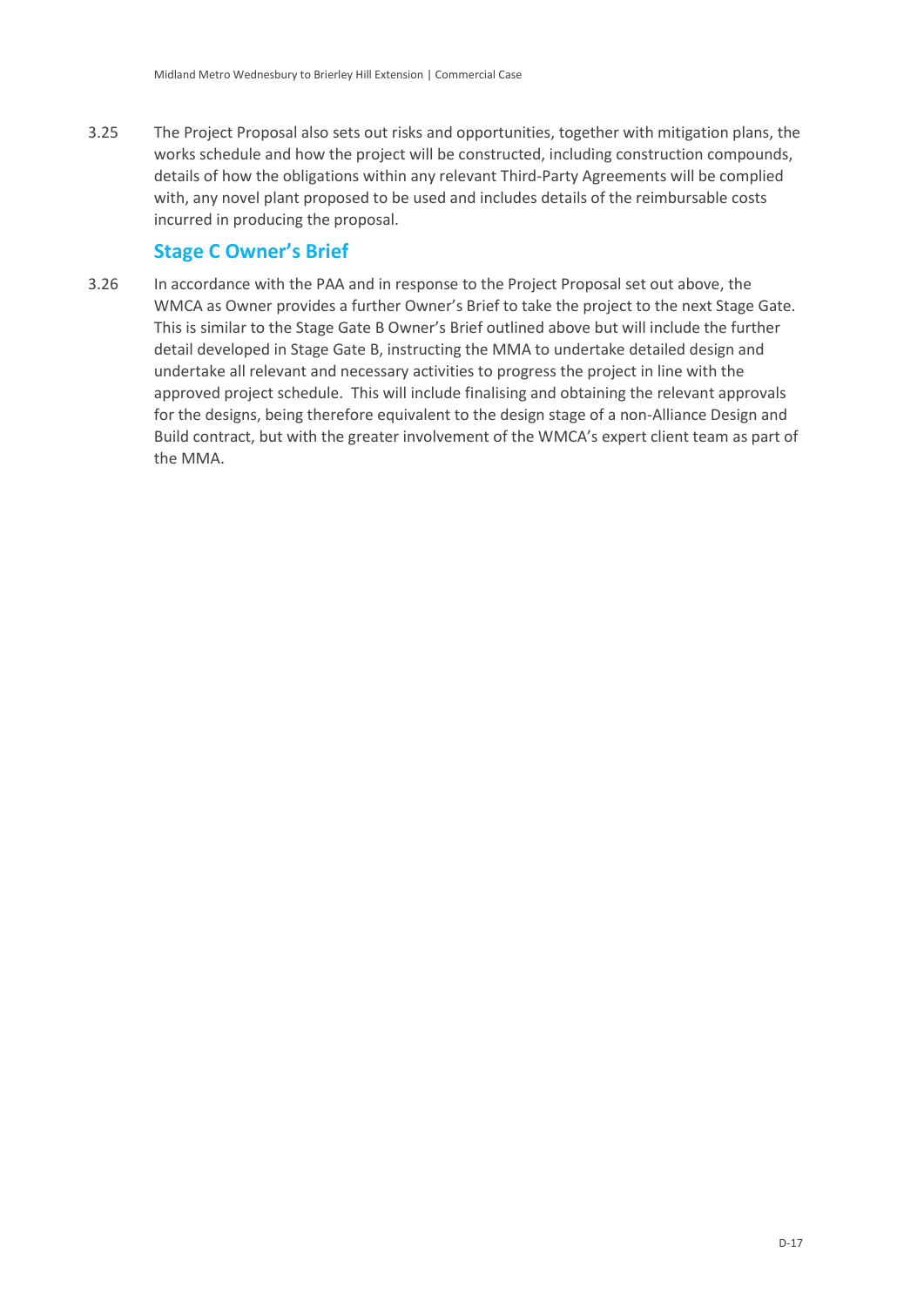3.25 The Project Proposal also sets out risks and opportunities, together with mitigation plans, the works schedule and how the project will be constructed, including construction compounds, details of how the obligations within any relevant Third-Party Agreements will be complied with, any novel plant proposed to be used and includes details of the reimbursable costs incurred in producing the proposal.

## Stage C Owner's Brief

3.26 In accordance with the PAA and in response to the Project Proposal set out above, the WMCA as Owner provides a further Owner's Brief to take the project to the next Stage Gate. This is similar to the Stage Gate B Owner's Brief outlined above but will include the further detail developed in Stage Gate B, instructing the MMA to undertake detailed design and undertake all relevant and necessary activities to progress the project in line with the approved project schedule. This will include finalising and obtaining the relevant approvals for the designs, being therefore equivalent to the design stage of a non-Alliance Design and Build contract, but with the greater involvement of the WMCA's expert client team as part of the MMA.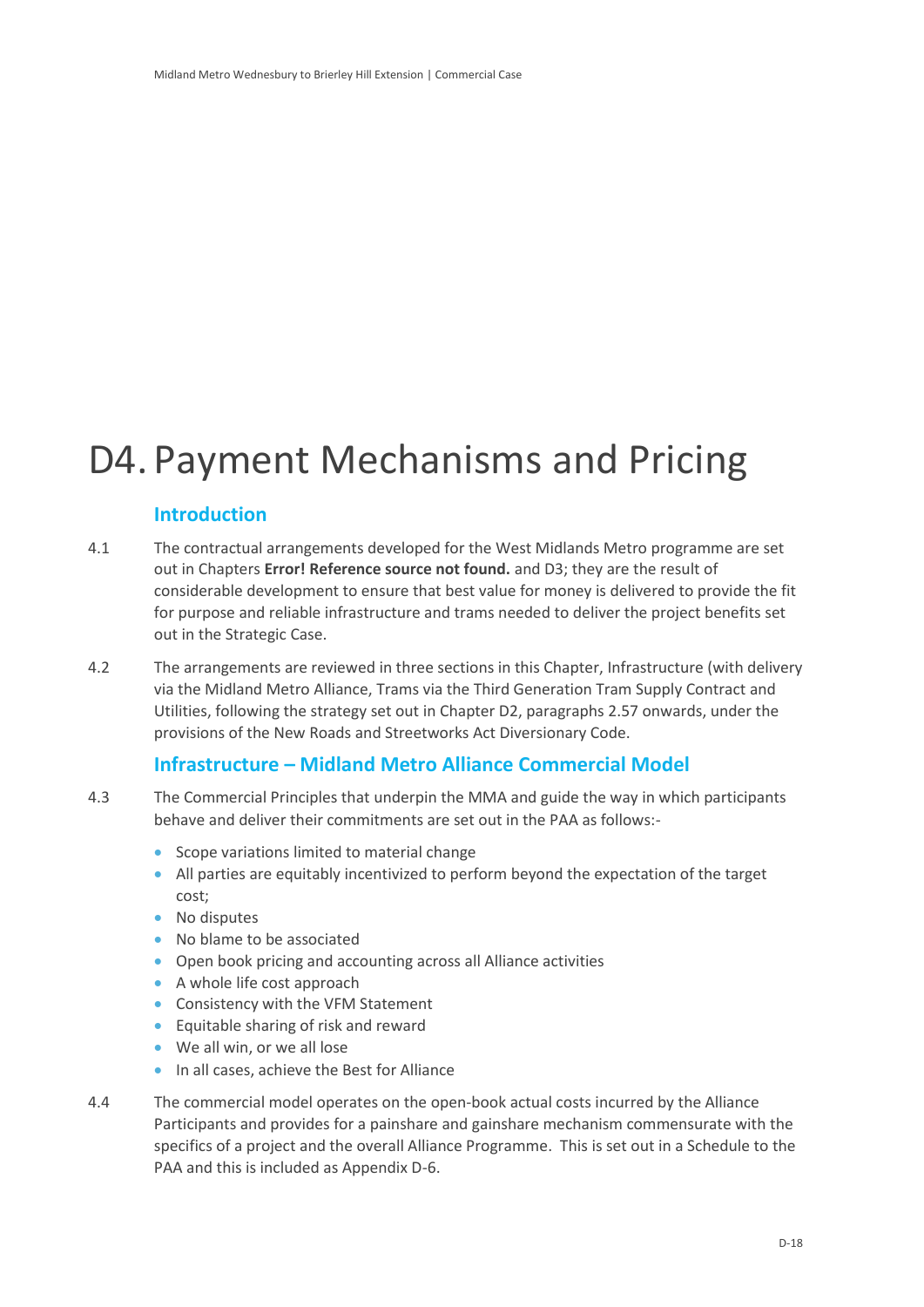# D4. Payment Mechanisms and Pricing

## Introduction

4.1 The contractual arrangements developed for the West Midlands Metro programme are set out in Chapters **Error! Reference source not found.** and D3; they are the result of considerable development to ensure that best value for money is delivered to provide the fit for purpose and reliable infrastructure and trams needed to deliver the project benefits set out in the Strategic Case.

4.2 The arrangements are reviewed in three sections in this Chapter, Infrastructure (with delivery via the Midland Metro Alliance, Trams via the Third Generation Tram Supply Contract and Utilities, following the strategy set out in Chapter D2, paragraphs 2.57 onwards, under the provisions of the New Roads and Streetworks Act Diversionary Code.

## Infrastructure – Midland Metro Alliance Commercial Model

4.3 The Commercial Principles that underpin the MMA and guide the way in which participants behave and deliver their commitments are set out in the PAA as follows:-

- Scope variations limited to material change
- All parties are equitably incentivized to perform beyond the expectation of the target cost;
- No disputes
- No blame to be associated
- Open book pricing and accounting across all Alliance activities
- A whole life cost approach
- Consistency with the VFM Statement
- Equitable sharing of risk and reward
- We all win, or we all lose
- In all cases, achieve the Best for Alliance

4.4 The commercial model operates on the open-book actual costs incurred by the Alliance Participants and provides for a painshare and gainshare mechanism commensurate with the specifics of a project and the overall Alliance Programme. This is set out in a Schedule to the PAA and this is included as Appendix D-6.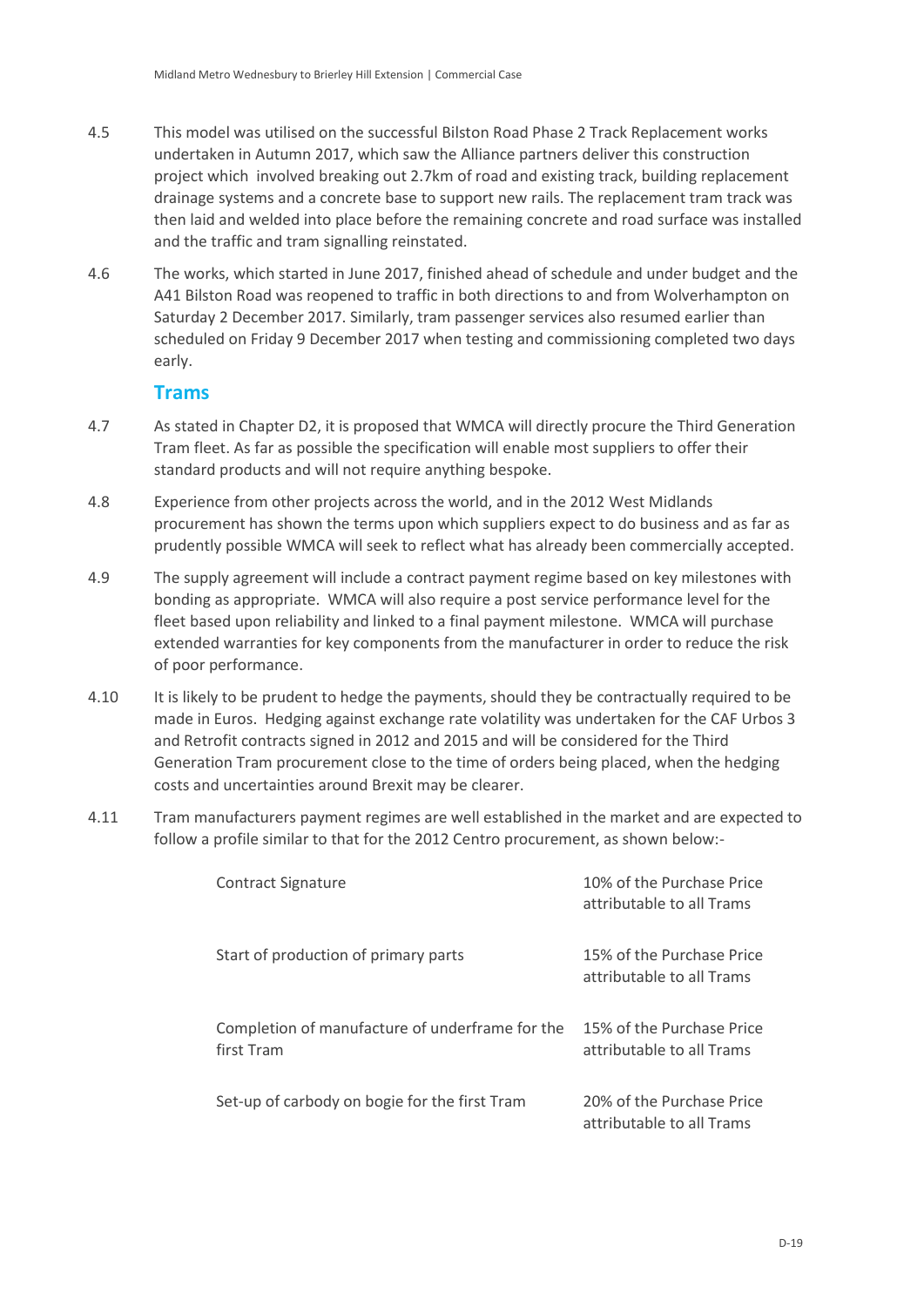4.5 This model was utilised on the successful Bilston Road Phase 2 Track Replacement works undertaken in Autumn 2017, which saw the Alliance partners deliver this construction project which involved breaking out 2.7km of road and existing track, building replacement drainage systems and a concrete base to support new rails. The replacement tram track was then laid and welded into place before the remaining concrete and road surface was installed and the traffic and tram signalling reinstated.

4.6 The works, which started in June 2017, finished ahead of schedule and under budget and the A41 Bilston Road was reopened to traffic in both directions to and from Wolverhampton on Saturday 2 December 2017. Similarly, tram passenger services also resumed earlier than scheduled on Friday 9 December 2017 when testing and commissioning completed two days early.

## Trams

4.7 As stated in Chapter D2, it is proposed that WMCA will directly procure the Third Generation Tram fleet. As far as possible the specification will enable most suppliers to offer their standard products and will not require anything bespoke.

4.8 Experience from other projects across the world, and in the 2012 West Midlands procurement has shown the terms upon which suppliers expect to do business and as far as prudently possible WMCA will seek to reflect what has already been commercially accepted.

4.9 The supply agreement will include a contract payment regime based on key milestones with bonding as appropriate. WMCA will also require a post service performance level for the fleet based upon reliability and linked to a final payment milestone. WMCA will purchase extended warranties for key components from the manufacturer in order to reduce the risk of poor performance.

4.10 It is likely to be prudent to hedge the payments, should they be contractually required to be made in Euros. Hedging against exchange rate volatility was undertaken for the CAF Urbos 3 and Retrofit contracts signed in 2012 and 2015 and will be considered for the Third Generation Tram procurement close to the time of orders being placed, when the hedging costs and uncertainties around Brexit may be clearer.

4.11 Tram manufacturers payment regimes are well established in the market and are expected to follow a profile similar to that for the 2012 Centro procurement, as shown below:-

| | |
|---|---|
| Contract Signature | 10% of the Purchase Price attributable to all Trams |
| Start of production of primary parts | 15% of the Purchase Price attributable to all Trams |
| Completion of manufacture of underframe for the first Tram | 15% of the Purchase Price attributable to all Trams |
| Set-up of carbody on bogie for the first Tram | 20% of the Purchase Price attributable to all Trams |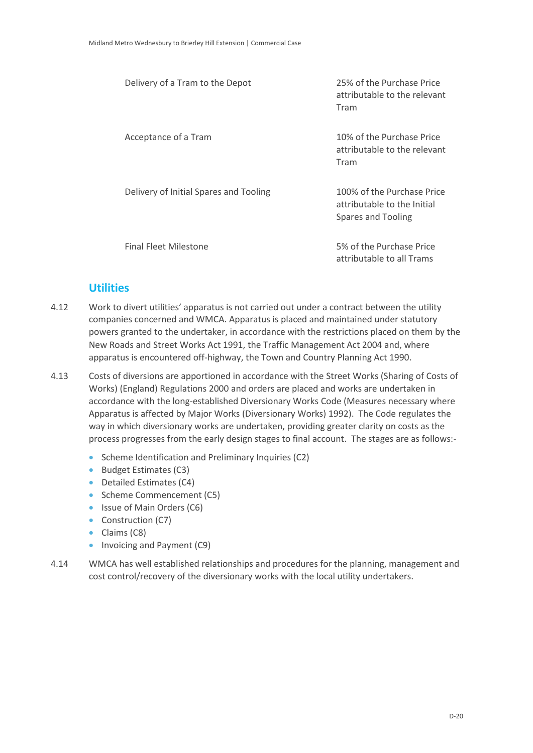| | |
|---|---|
| Delivery of a Tram to the Depot | 25% of the Purchase Price attributable to the relevant Tram |
| Acceptance of a Tram | 10% of the Purchase Price attributable to the relevant Tram |
| Delivery of Initial Spares and Tooling | 100% of the Purchase Price attributable to the Initial Spares and Tooling |
| Final Fleet Milestone | 5% of the Purchase Price attributable to all Trams |

## Utilities

4.12 Work to divert utilities' apparatus is not carried out under a contract between the utility companies concerned and WMCA. Apparatus is placed and maintained under statutory powers granted to the undertaker, in accordance with the restrictions placed on them by the New Roads and Street Works Act 1991, the Traffic Management Act 2004 and, where apparatus is encountered off-highway, the Town and Country Planning Act 1990.

4.13 Costs of diversions are apportioned in accordance with the Street Works (Sharing of Costs of Works) (England) Regulations 2000 and orders are placed and works are undertaken in accordance with the long-established Diversionary Works Code (Measures necessary where Apparatus is affected by Major Works (Diversionary Works) 1992). The Code regulates the way in which diversionary works are undertaken, providing greater clarity on costs as the process progresses from the early design stages to final account. The stages are as follows:-

- Scheme Identification and Preliminary Inquiries (C2)
- Budget Estimates (C3)
- Detailed Estimates (C4)
- Scheme Commencement (C5)
- Issue of Main Orders (C6)
- Construction (C7)
- Claims (C8)
- Invoicing and Payment (C9)

4.14 WMCA has well established relationships and procedures for the planning, management and cost control/recovery of the diversionary works with the local utility undertakers.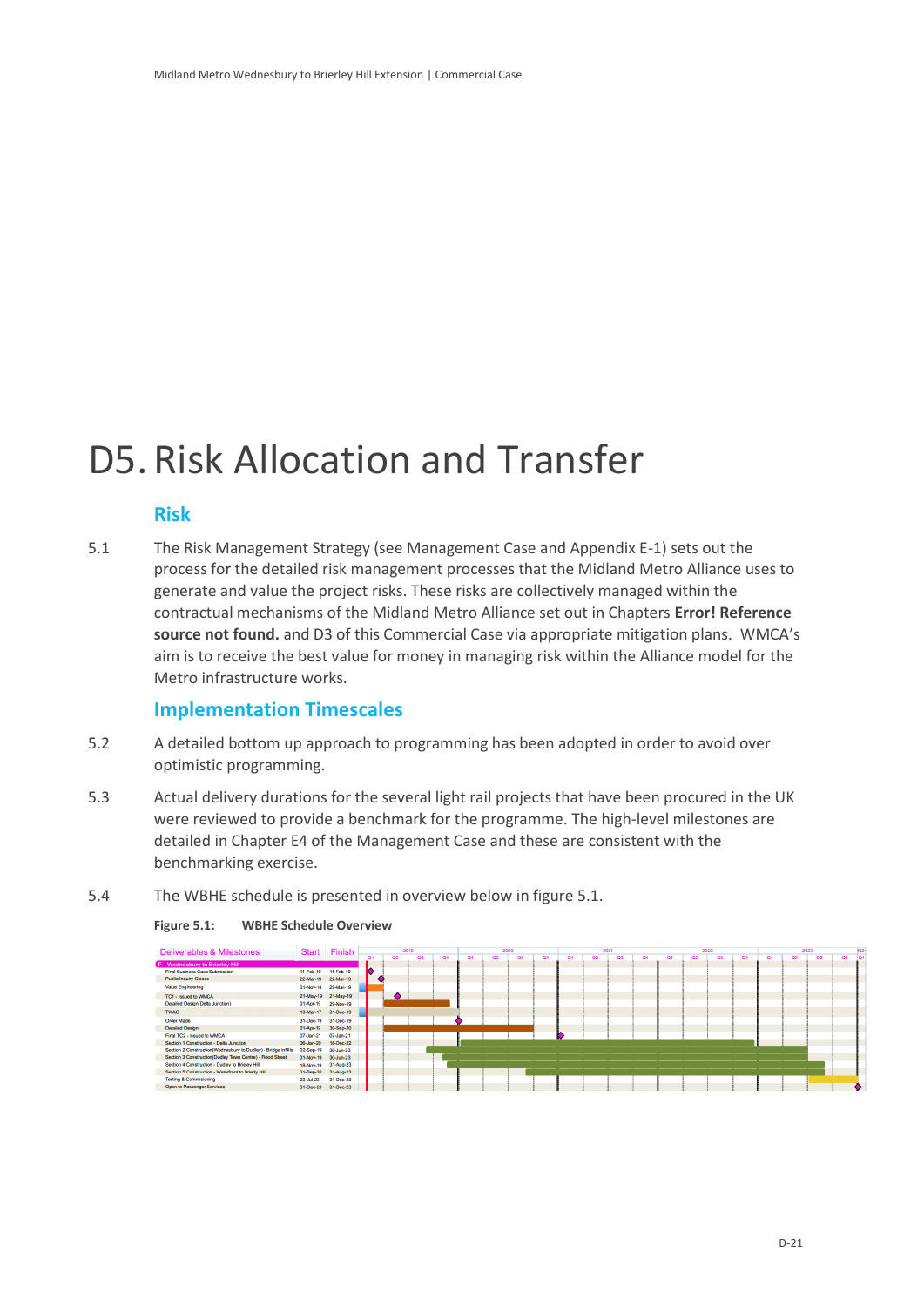# D5. Risk Allocation and Transfer

## Risk

5.1 The Risk Management Strategy (see Management Case and Appendix E-1) sets out the process for the detailed risk management processes that the Midland Metro Alliance uses to generate and value the project risks. These risks are collectively managed within the contractual mechanisms of the Midland Metro Alliance set out in Chapters **Error! Reference source not found.** and D3 of this Commercial Case via appropriate mitigation plans. WMCA's aim is to receive the best value for money in managing risk within the Alliance model for the Metro infrastructure works.

## Implementation Timescales

5.2 A detailed bottom up approach to programming has been adopted in order to avoid over optimistic programming.

5.3 Actual delivery durations for the several light rail projects that have been procured in the UK were reviewed to provide a benchmark for the programme. The high-level milestones are detailed in Chapter E4 of the Management Case and these are consistent with the benchmarking exercise.

5.4 The WBHE schedule is presented in overview below in figure 5.1.

**Figure 5.1: WBHE Schedule Overview**

| Deliverables & Milestones | Start | Finish |
| --- | --- | --- |
| F - Wednesbury to Brierley Hill | | |
| Final Business Case Submission | 11-Feb-19 | 11-Feb-19 |
| Public Inquiry Closes | 22-Mar-19 | 22-Mar-19 |
| Value Engineering | 01-Nov-18 | 29-Mar-19 |
| TC1 - Issued to WMCA | 21-May-19 | 21-May-19 |
| Detailed Design(Delta Junction) | 01-Apr-19 | 29-Nov-19 |
| TWAO | 13-Mar-17 | 31-Dec-19 |
| Order Made | 31-Dec-19 | 31-Dec-19 |
| Detailed Design | 01-Apr-19 | 30-Sep-20 |
| Final TC2 - Issued to WMCA | 07-Jan-21 | 07-Jan-21 |
| Section 1 Construction - Delta Junction | 06-Jan-20 | 16-Dec-22 |
| Section 2 Construction(Wednesbury to Dudley) - Bridge Infills | 02-Sep-19 | 30-Jun-23 |
| Section 3 Construction(Dudley Town Centre) - Flood Street | 01-Nov-19 | 30-Jun-23 |
| Section 4 Construction - Dudley to Brierley Hill | 18-Nov-19 | 31-Aug-23 |
| Section 5 Construction - Waterfront to Brierly Hill | 01-Sep-20 | 31-Aug-23 |
| Testing & Commissioning | 03-Jul-23 | 31-Dec-23 |
| Open to Passenger Services | 31-Dec-23 | 31-Dec-23 |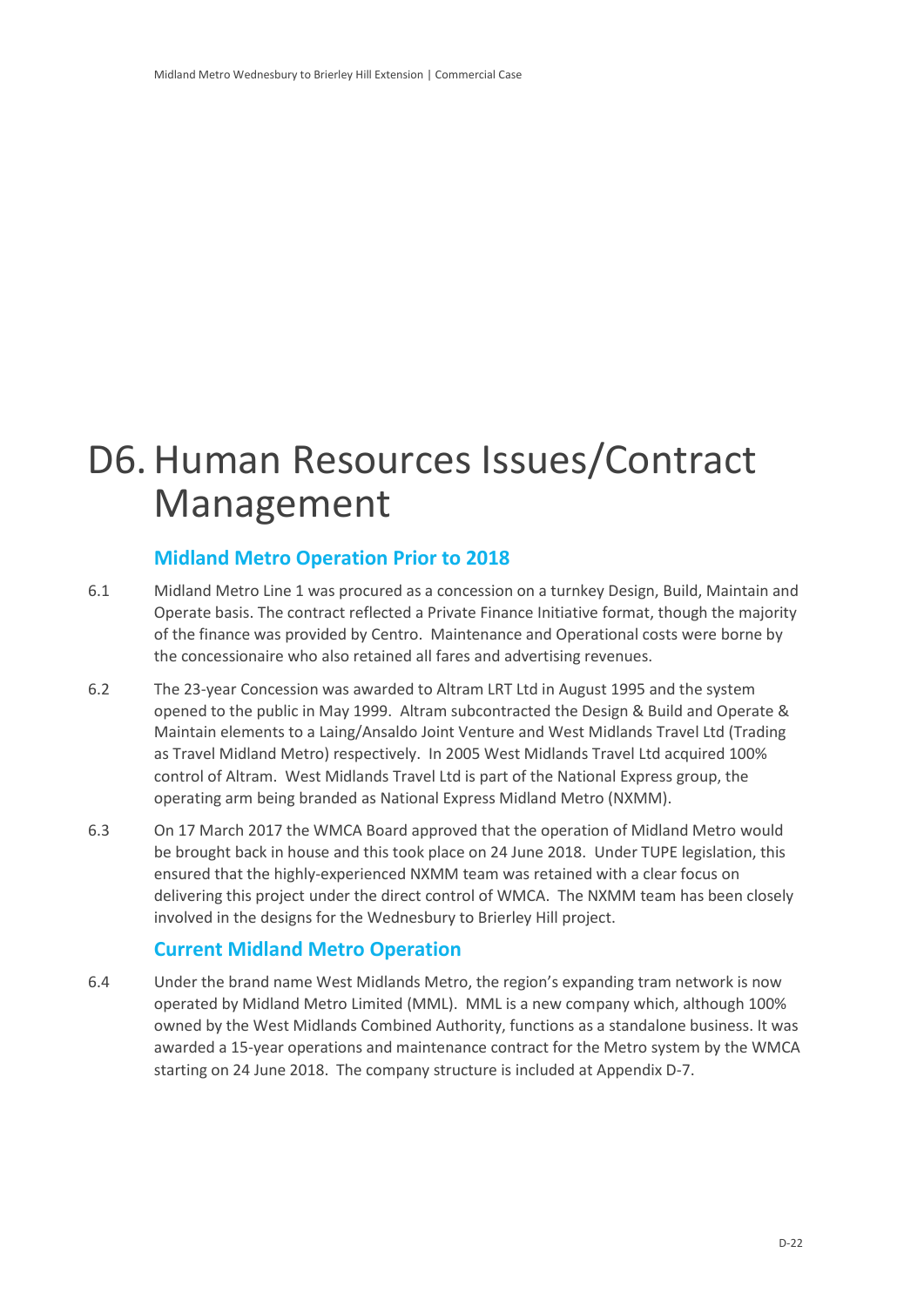# D6. Human Resources Issues/Contract Management

## Midland Metro Operation Prior to 2018

6.1 Midland Metro Line 1 was procured as a concession on a turnkey Design, Build, Maintain and Operate basis. The contract reflected a Private Finance Initiative format, though the majority of the finance was provided by Centro. Maintenance and Operational costs were borne by the concessionaire who also retained all fares and advertising revenues.

6.2 The 23-year Concession was awarded to Altram LRT Ltd in August 1995 and the system opened to the public in May 1999. Altram subcontracted the Design & Build and Operate & Maintain elements to a Laing/Ansaldo Joint Venture and West Midlands Travel Ltd (Trading as Travel Midland Metro) respectively. In 2005 West Midlands Travel Ltd acquired 100% control of Altram. West Midlands Travel Ltd is part of the National Express group, the operating arm being branded as National Express Midland Metro (NXMM).

6.3 On 17 March 2017 the WMCA Board approved that the operation of Midland Metro would be brought back in house and this took place on 24 June 2018. Under TUPE legislation, this ensured that the highly-experienced NXMM team was retained with a clear focus on delivering this project under the direct control of WMCA. The NXMM team has been closely involved in the designs for the Wednesbury to Brierley Hill project.

## Current Midland Metro Operation

6.4 Under the brand name West Midlands Metro, the region's expanding tram network is now operated by Midland Metro Limited (MML). MML is a new company which, although 100% owned by the West Midlands Combined Authority, functions as a standalone business. It was awarded a 15-year operations and maintenance contract for the Metro system by the WMCA starting on 24 June 2018. The company structure is included at Appendix D-7.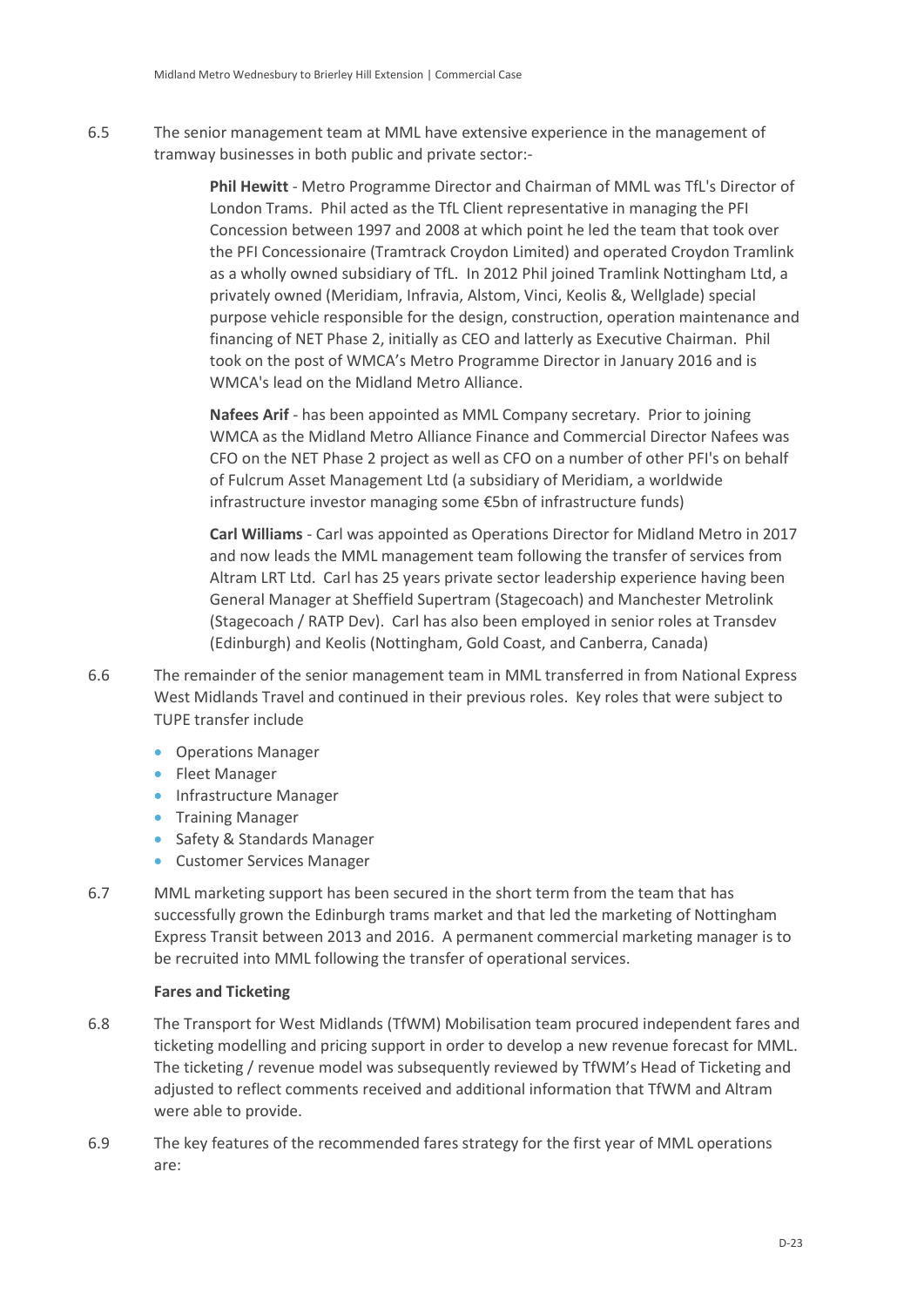6.5 The senior management team at MML have extensive experience in the management of tramway businesses in both public and private sector:-

**Phil Hewitt** - Metro Programme Director and Chairman of MML was TfL's Director of London Trams. Phil acted as the TfL Client representative in managing the PFI Concession between 1997 and 2008 at which point he led the team that took over the PFI Concessionaire (Tramtrack Croydon Limited) and operated Croydon Tramlink as a wholly owned subsidiary of TfL. In 2012 Phil joined Tramlink Nottingham Ltd, a privately owned (Meridiam, Infravia, Alstom, Vinci, Keolis &, Wellglade) special purpose vehicle responsible for the design, construction, operation maintenance and financing of NET Phase 2, initially as CEO and latterly as Executive Chairman. Phil took on the post of WMCA's Metro Programme Director in January 2016 and is WMCA's lead on the Midland Metro Alliance.

**Nafees Arif** - has been appointed as MML Company secretary. Prior to joining WMCA as the Midland Metro Alliance Finance and Commercial Director Nafees was CFO on the NET Phase 2 project as well as CFO on a number of other PFI's on behalf of Fulcrum Asset Management Ltd (a subsidiary of Meridiam, a worldwide infrastructure investor managing some €5bn of infrastructure funds)

**Carl Williams** - Carl was appointed as Operations Director for Midland Metro in 2017 and now leads the MML management team following the transfer of services from Altram LRT Ltd. Carl has 25 years private sector leadership experience having been General Manager at Sheffield Supertram (Stagecoach) and Manchester Metrolink (Stagecoach / RATP Dev). Carl has also been employed in senior roles at Transdev (Edinburgh) and Keolis (Nottingham, Gold Coast, and Canberra, Canada)

6.6 The remainder of the senior management team in MML transferred in from National Express West Midlands Travel and continued in their previous roles. Key roles that were subject to TUPE transfer include

- Operations Manager
- Fleet Manager
- Infrastructure Manager
- Training Manager
- Safety & Standards Manager
- Customer Services Manager

6.7 MML marketing support has been secured in the short term from the team that has successfully grown the Edinburgh trams market and that led the marketing of Nottingham Express Transit between 2013 and 2016. A permanent commercial marketing manager is to be recruited into MML following the transfer of operational services.

**Fares and Ticketing**

6.8 The Transport for West Midlands (TfWM) Mobilisation team procured independent fares and ticketing modelling and pricing support in order to develop a new revenue forecast for MML. The ticketing / revenue model was subsequently reviewed by TfWM's Head of Ticketing and adjusted to reflect comments received and additional information that TfWM and Altram were able to provide.

6.9 The key features of the recommended fares strategy for the first year of MML operations are: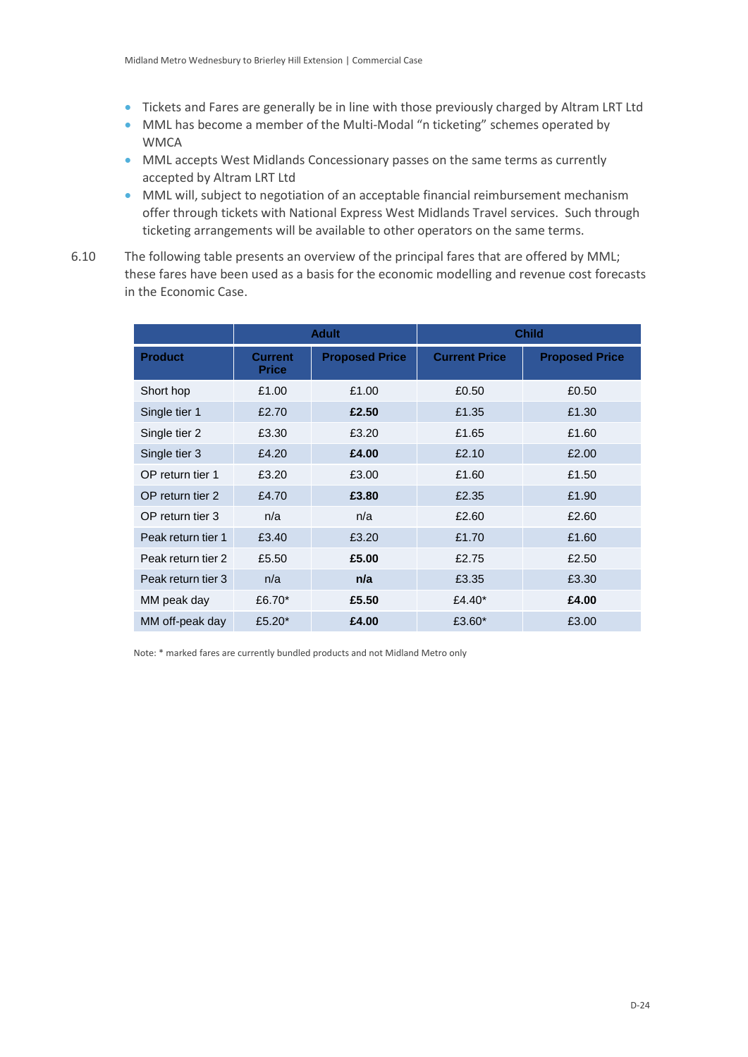- Tickets and Fares are generally be in line with those previously charged by Altram LRT Ltd
- MML has become a member of the Multi-Modal "n ticketing" schemes operated by WMCA
- MML accepts West Midlands Concessionary passes on the same terms as currently accepted by Altram LRT Ltd
- MML will, subject to negotiation of an acceptable financial reimbursement mechanism offer through tickets with National Express West Midlands Travel services. Such through ticketing arrangements will be available to other operators on the same terms.

6.10 The following table presents an overview of the principal fares that are offered by MML; these fares have been used as a basis for the economic modelling and revenue cost forecasts in the Economic Case.

| | Adult | | Child | |
|---|---|---|---|---|
| **Product** | **Current Price** | **Proposed Price** | **Current Price** | **Proposed Price** |
| Short hop | £1.00 | £1.00 | £0.50 | £0.50 |
| Single tier 1 | £2.70 | **£2.50** | £1.35 | £1.30 |
| Single tier 2 | £3.30 | £3.20 | £1.65 | £1.60 |
| Single tier 3 | £4.20 | **£4.00** | £2.10 | £2.00 |
| OP return tier 1 | £3.20 | £3.00 | £1.60 | £1.50 |
| OP return tier 2 | £4.70 | **£3.80** | £2.35 | £1.90 |
| OP return tier 3 | n/a | n/a | £2.60 | £2.60 |
| Peak return tier 1 | £3.40 | £3.20 | £1.70 | £1.60 |
| Peak return tier 2 | £5.50 | **£5.00** | £2.75 | £2.50 |
| Peak return tier 3 | n/a | **n/a** | £3.35 | £3.30 |
| MM peak day | £6.70* | **£5.50** | £4.40* | **£4.00** |
| MM off-peak day | £5.20* | **£4.00** | £3.60* | £3.00 |

Note: * marked fares are currently bundled products and not Midland Metro only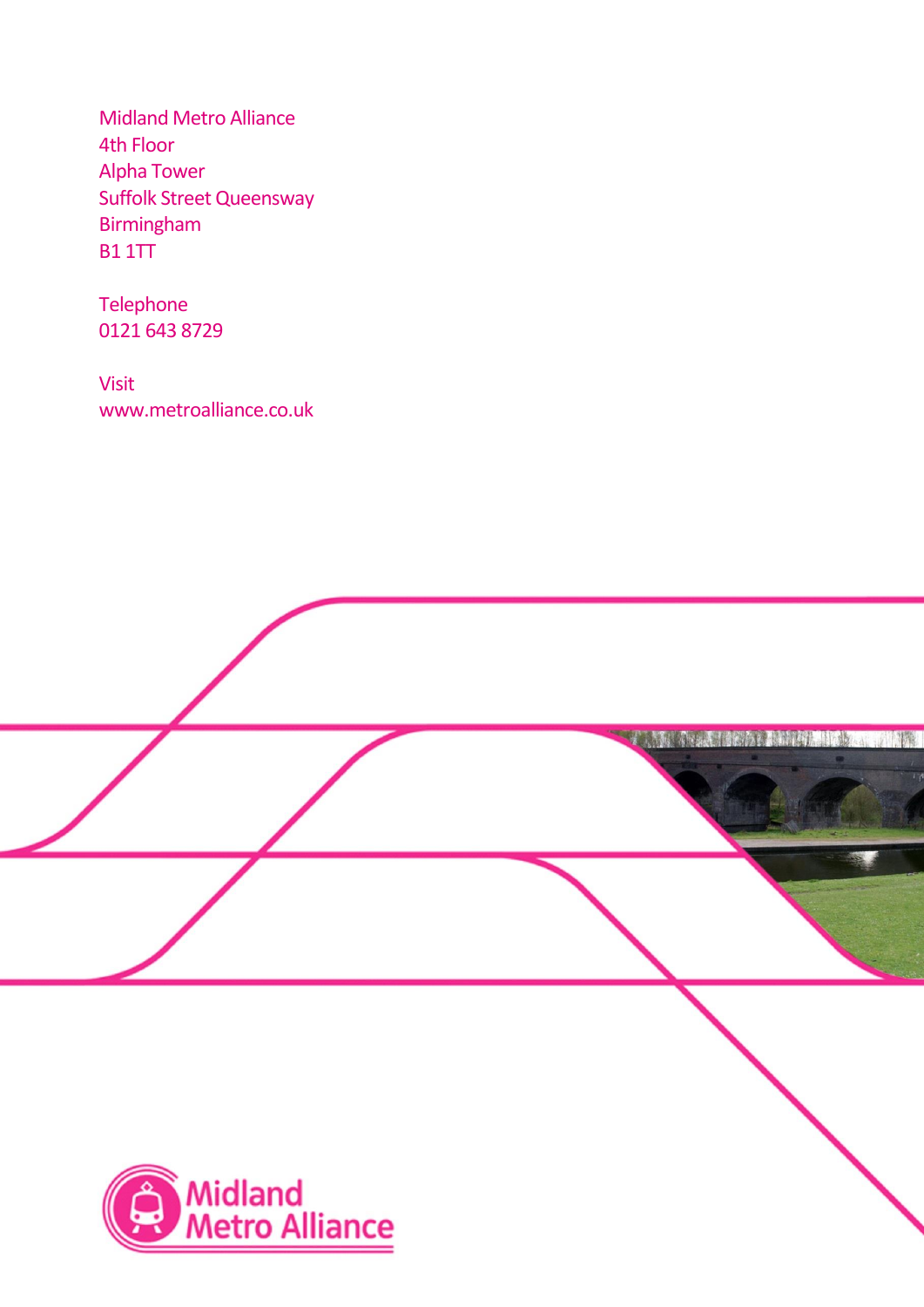Midland Metro Alliance
4th Floor
Alpha Tower
Suffolk Street Queensway
Birmingham
B1 1TT

Telephone
0121 643 8729

Visit
www.metroalliance.co.uk

Midland Metro Alliance